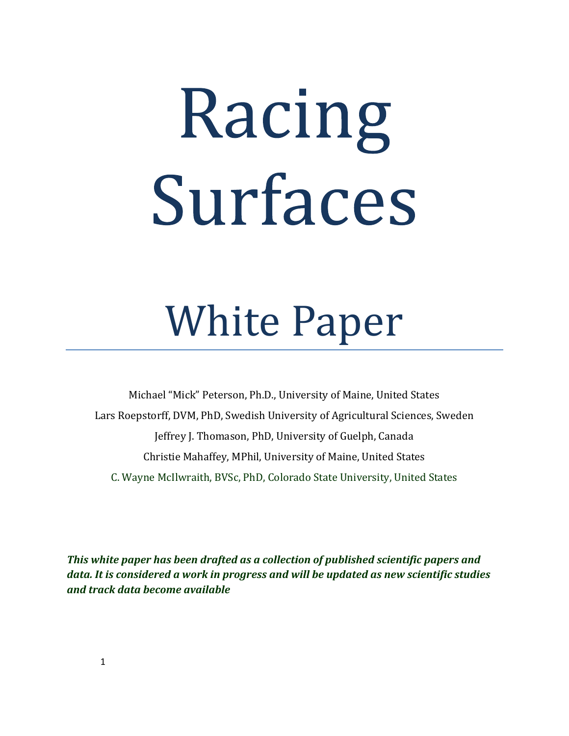# Racing Surfaces

# White Paper

Michael "Mick" Peterson, Ph.D., University of Maine, United States

Lars Roepstorff, DVM, PhD, Swedish University of Agricultural Sciences, Sweden

Jeffrey J. Thomason, PhD, University of Guelph, Canada

Christie Mahaffey, MPhil, University of Maine, United States

C. Wayne McIlwraith, BVSc, PhD, Colorado State University, United States

***This white paper has been drafted as a collection of published scientific papers and data. It is considered a work in progress and will be updated as new scientific studies and track data become available***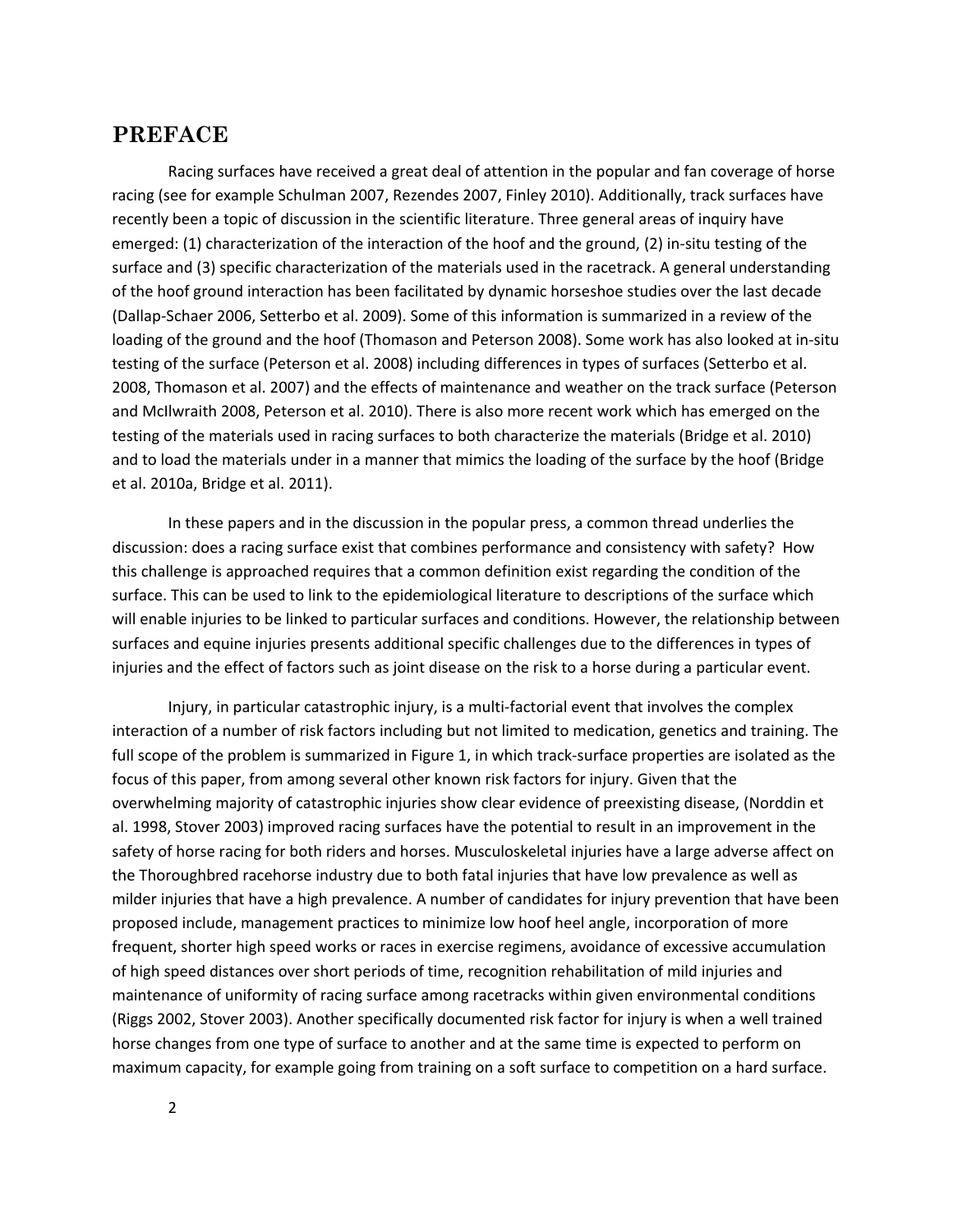## PREFACE

Racing surfaces have received a great deal of attention in the popular and fan coverage of horse racing (see for example Schulman 2007, Rezendes 2007, Finley 2010). Additionally, track surfaces have recently been a topic of discussion in the scientific literature. Three general areas of inquiry have emerged: (1) characterization of the interaction of the hoof and the ground, (2) in-situ testing of the surface and (3) specific characterization of the materials used in the racetrack. A general understanding of the hoof ground interaction has been facilitated by dynamic horseshoe studies over the last decade (Dallap-Schaer 2006, Setterbo et al. 2009). Some of this information is summarized in a review of the loading of the ground and the hoof (Thomason and Peterson 2008). Some work has also looked at in-situ testing of the surface (Peterson et al. 2008) including differences in types of surfaces (Setterbo et al. 2008, Thomason et al. 2007) and the effects of maintenance and weather on the track surface (Peterson and McIlwraith 2008, Peterson et al. 2010). There is also more recent work which has emerged on the testing of the materials used in racing surfaces to both characterize the materials (Bridge et al. 2010) and to load the materials under in a manner that mimics the loading of the surface by the hoof (Bridge et al. 2010a, Bridge et al. 2011).

In these papers and in the discussion in the popular press, a common thread underlies the discussion: does a racing surface exist that combines performance and consistency with safety? How this challenge is approached requires that a common definition exist regarding the condition of the surface. This can be used to link to the epidemiological literature to descriptions of the surface which will enable injuries to be linked to particular surfaces and conditions. However, the relationship between surfaces and equine injuries presents additional specific challenges due to the differences in types of injuries and the effect of factors such as joint disease on the risk to a horse during a particular event.

Injury, in particular catastrophic injury, is a multi-factorial event that involves the complex interaction of a number of risk factors including but not limited to medication, genetics and training. The full scope of the problem is summarized in Figure 1, in which track-surface properties are isolated as the focus of this paper, from among several other known risk factors for injury. Given that the overwhelming majority of catastrophic injuries show clear evidence of preexisting disease, (Norddin et al. 1998, Stover 2003) improved racing surfaces have the potential to result in an improvement in the safety of horse racing for both riders and horses. Musculoskeletal injuries have a large adverse affect on the Thoroughbred racehorse industry due to both fatal injuries that have low prevalence as well as milder injuries that have a high prevalence. A number of candidates for injury prevention that have been proposed include, management practices to minimize low hoof heel angle, incorporation of more frequent, shorter high speed works or races in exercise regimens, avoidance of excessive accumulation of high speed distances over short periods of time, recognition rehabilitation of mild injuries and maintenance of uniformity of racing surface among racetracks within given environmental conditions (Riggs 2002, Stover 2003). Another specifically documented risk factor for injury is when a well trained horse changes from one type of surface to another and at the same time is expected to perform on maximum capacity, for example going from training on a soft surface to competition on a hard surface.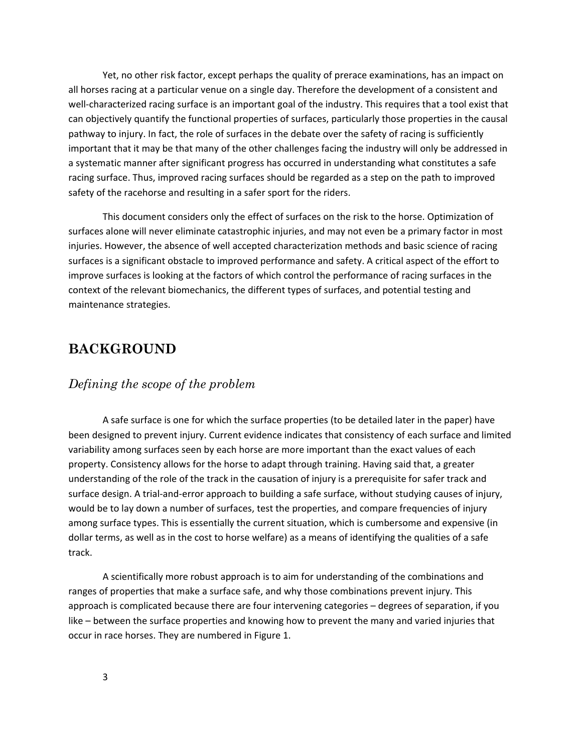Yet, no other risk factor, except perhaps the quality of prerace examinations, has an impact on all horses racing at a particular venue on a single day. Therefore the development of a consistent and well-characterized racing surface is an important goal of the industry. This requires that a tool exist that can objectively quantify the functional properties of surfaces, particularly those properties in the causal pathway to injury. In fact, the role of surfaces in the debate over the safety of racing is sufficiently important that it may be that many of the other challenges facing the industry will only be addressed in a systematic manner after significant progress has occurred in understanding what constitutes a safe racing surface. Thus, improved racing surfaces should be regarded as a step on the path to improved safety of the racehorse and resulting in a safer sport for the riders.

This document considers only the effect of surfaces on the risk to the horse. Optimization of surfaces alone will never eliminate catastrophic injuries, and may not even be a primary factor in most injuries. However, the absence of well accepted characterization methods and basic science of racing surfaces is a significant obstacle to improved performance and safety. A critical aspect of the effort to improve surfaces is looking at the factors of which control the performance of racing surfaces in the context of the relevant biomechanics, the different types of surfaces, and potential testing and maintenance strategies.

## BACKGROUND

### *Defining the scope of the problem*

A safe surface is one for which the surface properties (to be detailed later in the paper) have been designed to prevent injury. Current evidence indicates that consistency of each surface and limited variability among surfaces seen by each horse are more important than the exact values of each property. Consistency allows for the horse to adapt through training. Having said that, a greater understanding of the role of the track in the causation of injury is a prerequisite for safer track and surface design. A trial-and-error approach to building a safe surface, without studying causes of injury, would be to lay down a number of surfaces, test the properties, and compare frequencies of injury among surface types. This is essentially the current situation, which is cumbersome and expensive (in dollar terms, as well as in the cost to horse welfare) as a means of identifying the qualities of a safe track.

A scientifically more robust approach is to aim for understanding of the combinations and ranges of properties that make a surface safe, and why those combinations prevent injury. This approach is complicated because there are four intervening categories – degrees of separation, if you like – between the surface properties and knowing how to prevent the many and varied injuries that occur in race horses. They are numbered in Figure 1.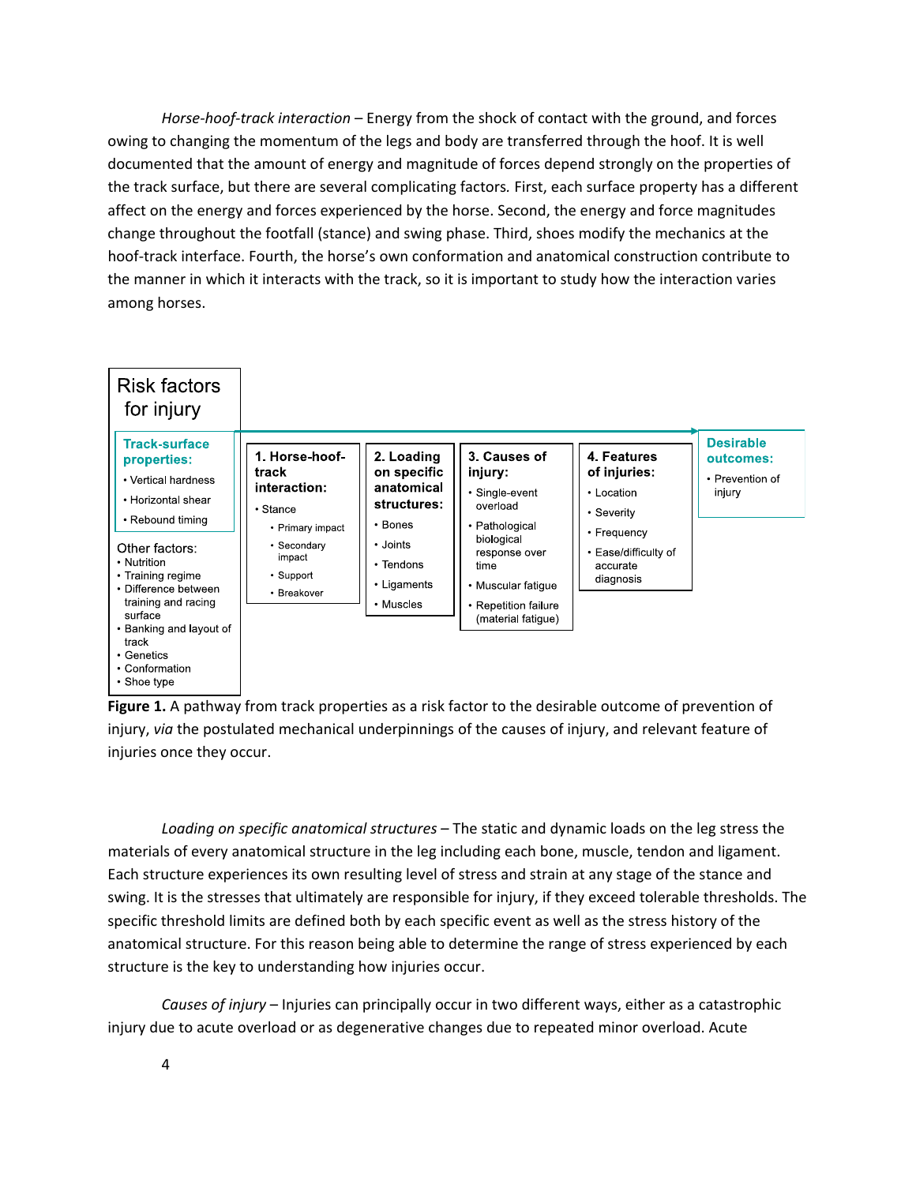*Horse-hoof-track interaction* – Energy from the shock of contact with the ground, and forces owing to changing the momentum of the legs and body are transferred through the hoof. It is well documented that the amount of energy and magnitude of forces depend strongly on the properties of the track surface, but there are several complicating factors. First, each surface property has a different affect on the energy and forces experienced by the horse. Second, the energy and force magnitudes change throughout the footfall (stance) and swing phase. Third, shoes modify the mechanics at the hoof-track interface. Fourth, the horse's own conformation and anatomical construction contribute to the manner in which it interacts with the track, so it is important to study how the interaction varies among horses.

Risk factors for injury

**Track-surface properties:**
- Vertical hardness
- Horizontal shear
- Rebound timing

Other factors:
- Nutrition
- Training regime
- Difference between training and racing surface
- Banking and layout of track
- Genetics
- Conformation
- Shoe type

**1. Horse-hoof-track interaction:**
- Stance
  - Primary impact
  - Secondary impact
  - Support
  - Breakover

**2. Loading on specific anatomical structures:**
- Bones
- Joints
- Tendons
- Ligaments
- Muscles

**3. Causes of injury:**
- Single-event overload
- Pathological biological response over time
- Muscular fatigue
- Repetition failure (material fatigue)

**4. Features of injuries:**
- Location
- Severity
- Frequency
- Ease/difficulty of accurate diagnosis

**Desirable outcomes:**
- Prevention of injury

**Figure 1.** A pathway from track properties as a risk factor to the desirable outcome of prevention of injury, *via* the postulated mechanical underpinnings of the causes of injury, and relevant feature of injuries once they occur.

*Loading on specific anatomical structures* – The static and dynamic loads on the leg stress the materials of every anatomical structure in the leg including each bone, muscle, tendon and ligament. Each structure experiences its own resulting level of stress and strain at any stage of the stance and swing. It is the stresses that ultimately are responsible for injury, if they exceed tolerable thresholds. The specific threshold limits are defined both by each specific event as well as the stress history of the anatomical structure. For this reason being able to determine the range of stress experienced by each structure is the key to understanding how injuries occur.

*Causes of injury* – Injuries can principally occur in two different ways, either as a catastrophic injury due to acute overload or as degenerative changes due to repeated minor overload. Acute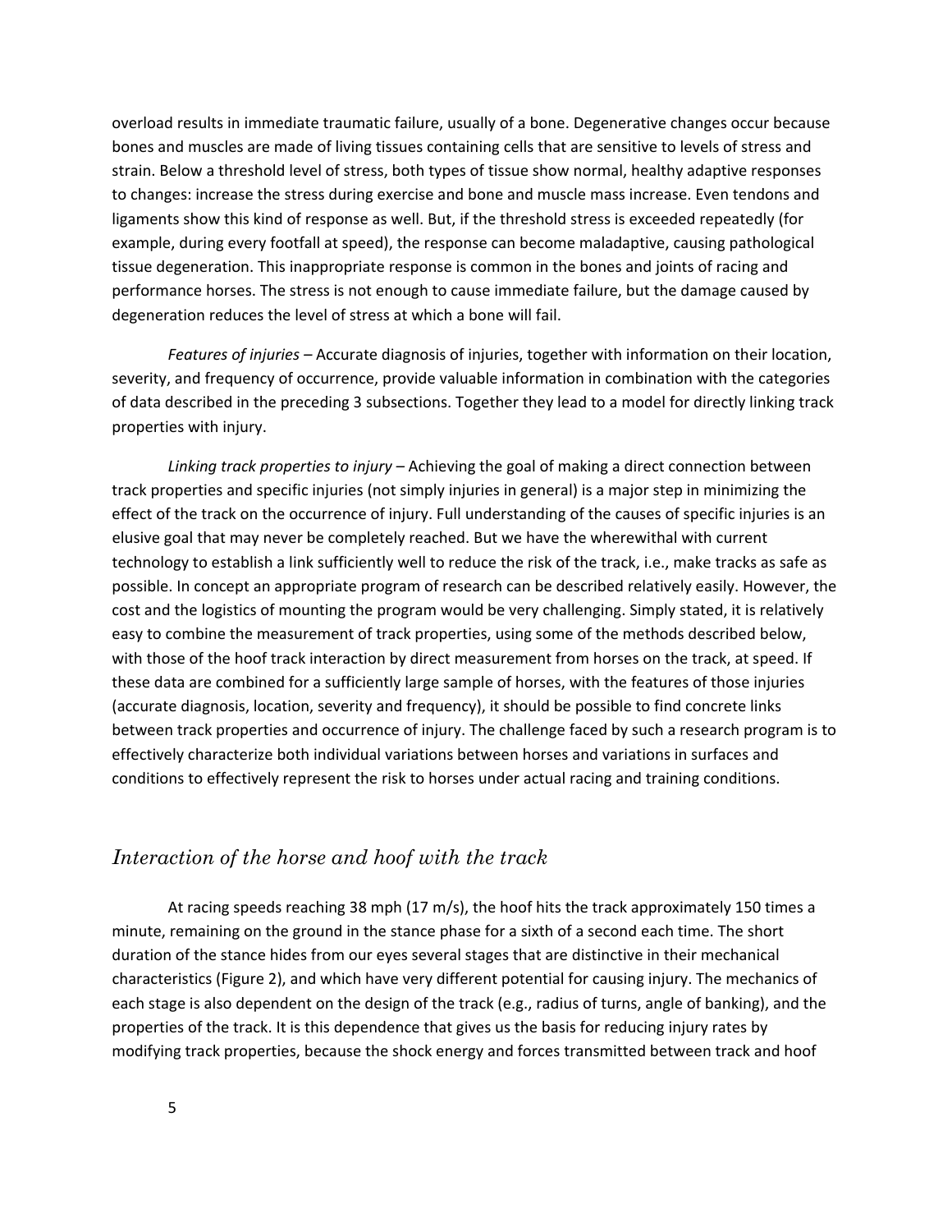overload results in immediate traumatic failure, usually of a bone. Degenerative changes occur because bones and muscles are made of living tissues containing cells that are sensitive to levels of stress and strain. Below a threshold level of stress, both types of tissue show normal, healthy adaptive responses to changes: increase the stress during exercise and bone and muscle mass increase. Even tendons and ligaments show this kind of response as well. But, if the threshold stress is exceeded repeatedly (for example, during every footfall at speed), the response can become maladaptive, causing pathological tissue degeneration. This inappropriate response is common in the bones and joints of racing and performance horses. The stress is not enough to cause immediate failure, but the damage caused by degeneration reduces the level of stress at which a bone will fail.

*Features of injuries* – Accurate diagnosis of injuries, together with information on their location, severity, and frequency of occurrence, provide valuable information in combination with the categories of data described in the preceding 3 subsections. Together they lead to a model for directly linking track properties with injury.

*Linking track properties to injury* – Achieving the goal of making a direct connection between track properties and specific injuries (not simply injuries in general) is a major step in minimizing the effect of the track on the occurrence of injury. Full understanding of the causes of specific injuries is an elusive goal that may never be completely reached. But we have the wherewithal with current technology to establish a link sufficiently well to reduce the risk of the track, i.e., make tracks as safe as possible. In concept an appropriate program of research can be described relatively easily. However, the cost and the logistics of mounting the program would be very challenging. Simply stated, it is relatively easy to combine the measurement of track properties, using some of the methods described below, with those of the hoof track interaction by direct measurement from horses on the track, at speed. If these data are combined for a sufficiently large sample of horses, with the features of those injuries (accurate diagnosis, location, severity and frequency), it should be possible to find concrete links between track properties and occurrence of injury. The challenge faced by such a research program is to effectively characterize both individual variations between horses and variations in surfaces and conditions to effectively represent the risk to horses under actual racing and training conditions.

## *Interaction of the horse and hoof with the track*

At racing speeds reaching 38 mph (17 m/s), the hoof hits the track approximately 150 times a minute, remaining on the ground in the stance phase for a sixth of a second each time. The short duration of the stance hides from our eyes several stages that are distinctive in their mechanical characteristics (Figure 2), and which have very different potential for causing injury. The mechanics of each stage is also dependent on the design of the track (e.g., radius of turns, angle of banking), and the properties of the track. It is this dependence that gives us the basis for reducing injury rates by modifying track properties, because the shock energy and forces transmitted between track and hoof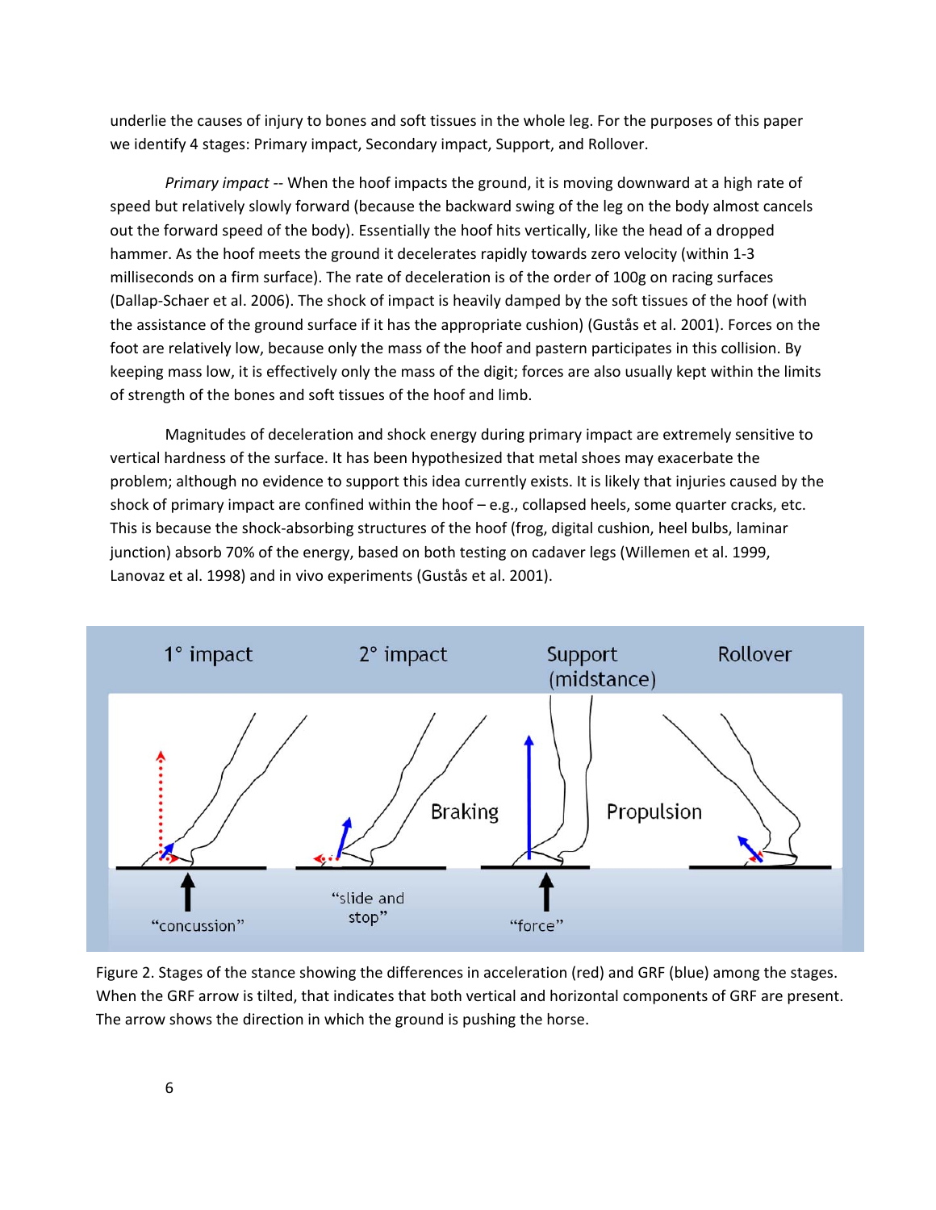underlie the causes of injury to bones and soft tissues in the whole leg. For the purposes of this paper we identify 4 stages: Primary impact, Secondary impact, Support, and Rollover.

*Primary impact* -- When the hoof impacts the ground, it is moving downward at a high rate of speed but relatively slowly forward (because the backward swing of the leg on the body almost cancels out the forward speed of the body). Essentially the hoof hits vertically, like the head of a dropped hammer. As the hoof meets the ground it decelerates rapidly towards zero velocity (within 1-3 milliseconds on a firm surface). The rate of deceleration is of the order of 100g on racing surfaces (Dallap-Schaer et al. 2006). The shock of impact is heavily damped by the soft tissues of the hoof (with the assistance of the ground surface if it has the appropriate cushion) (Gustås et al. 2001). Forces on the foot are relatively low, because only the mass of the hoof and pastern participates in this collision. By keeping mass low, it is effectively only the mass of the digit; forces are also usually kept within the limits of strength of the bones and soft tissues of the hoof and limb.

Magnitudes of deceleration and shock energy during primary impact are extremely sensitive to vertical hardness of the surface. It has been hypothesized that metal shoes may exacerbate the problem; although no evidence to support this idea currently exists. It is likely that injuries caused by the shock of primary impact are confined within the hoof – e.g., collapsed heels, some quarter cracks, etc. This is because the shock-absorbing structures of the hoof (frog, digital cushion, heel bulbs, laminar junction) absorb 70% of the energy, based on both testing on cadaver legs (Willemen et al. 1999, Lanovaz et al. 1998) and in vivo experiments (Gustås et al. 2001).

Figure 2. Stages of the stance showing the differences in acceleration (red) and GRF (blue) among the stages. When the GRF arrow is tilted, that indicates that both vertical and horizontal components of GRF are present. The arrow shows the direction in which the ground is pushing the horse.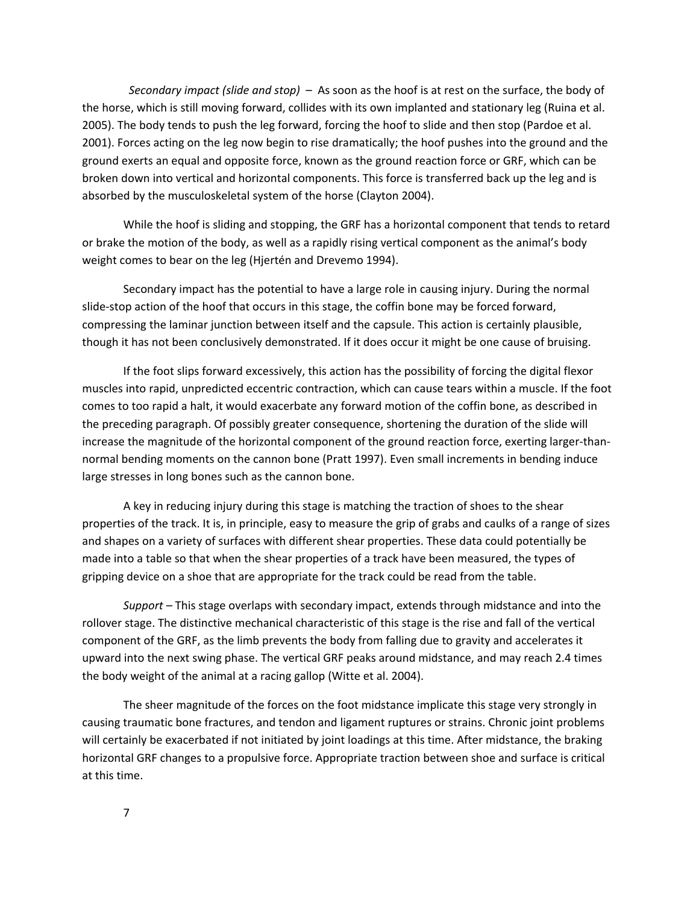*Secondary impact (slide and stop)* – As soon as the hoof is at rest on the surface, the body of the horse, which is still moving forward, collides with its own implanted and stationary leg (Ruina et al. 2005). The body tends to push the leg forward, forcing the hoof to slide and then stop (Pardoe et al. 2001). Forces acting on the leg now begin to rise dramatically; the hoof pushes into the ground and the ground exerts an equal and opposite force, known as the ground reaction force or GRF, which can be broken down into vertical and horizontal components. This force is transferred back up the leg and is absorbed by the musculoskeletal system of the horse (Clayton 2004).

While the hoof is sliding and stopping, the GRF has a horizontal component that tends to retard or brake the motion of the body, as well as a rapidly rising vertical component as the animal's body weight comes to bear on the leg (Hjertén and Drevemo 1994).

Secondary impact has the potential to have a large role in causing injury. During the normal slide-stop action of the hoof that occurs in this stage, the coffin bone may be forced forward, compressing the laminar junction between itself and the capsule. This action is certainly plausible, though it has not been conclusively demonstrated. If it does occur it might be one cause of bruising.

If the foot slips forward excessively, this action has the possibility of forcing the digital flexor muscles into rapid, unpredicted eccentric contraction, which can cause tears within a muscle. If the foot comes to too rapid a halt, it would exacerbate any forward motion of the coffin bone, as described in the preceding paragraph. Of possibly greater consequence, shortening the duration of the slide will increase the magnitude of the horizontal component of the ground reaction force, exerting larger-than-normal bending moments on the cannon bone (Pratt 1997). Even small increments in bending induce large stresses in long bones such as the cannon bone.

A key in reducing injury during this stage is matching the traction of shoes to the shear properties of the track. It is, in principle, easy to measure the grip of grabs and caulks of a range of sizes and shapes on a variety of surfaces with different shear properties. These data could potentially be made into a table so that when the shear properties of a track have been measured, the types of gripping device on a shoe that are appropriate for the track could be read from the table.

*Support* – This stage overlaps with secondary impact, extends through midstance and into the rollover stage. The distinctive mechanical characteristic of this stage is the rise and fall of the vertical component of the GRF, as the limb prevents the body from falling due to gravity and accelerates it upward into the next swing phase. The vertical GRF peaks around midstance, and may reach 2.4 times the body weight of the animal at a racing gallop (Witte et al. 2004).

The sheer magnitude of the forces on the foot midstance implicate this stage very strongly in causing traumatic bone fractures, and tendon and ligament ruptures or strains. Chronic joint problems will certainly be exacerbated if not initiated by joint loadings at this time. After midstance, the braking horizontal GRF changes to a propulsive force. Appropriate traction between shoe and surface is critical at this time.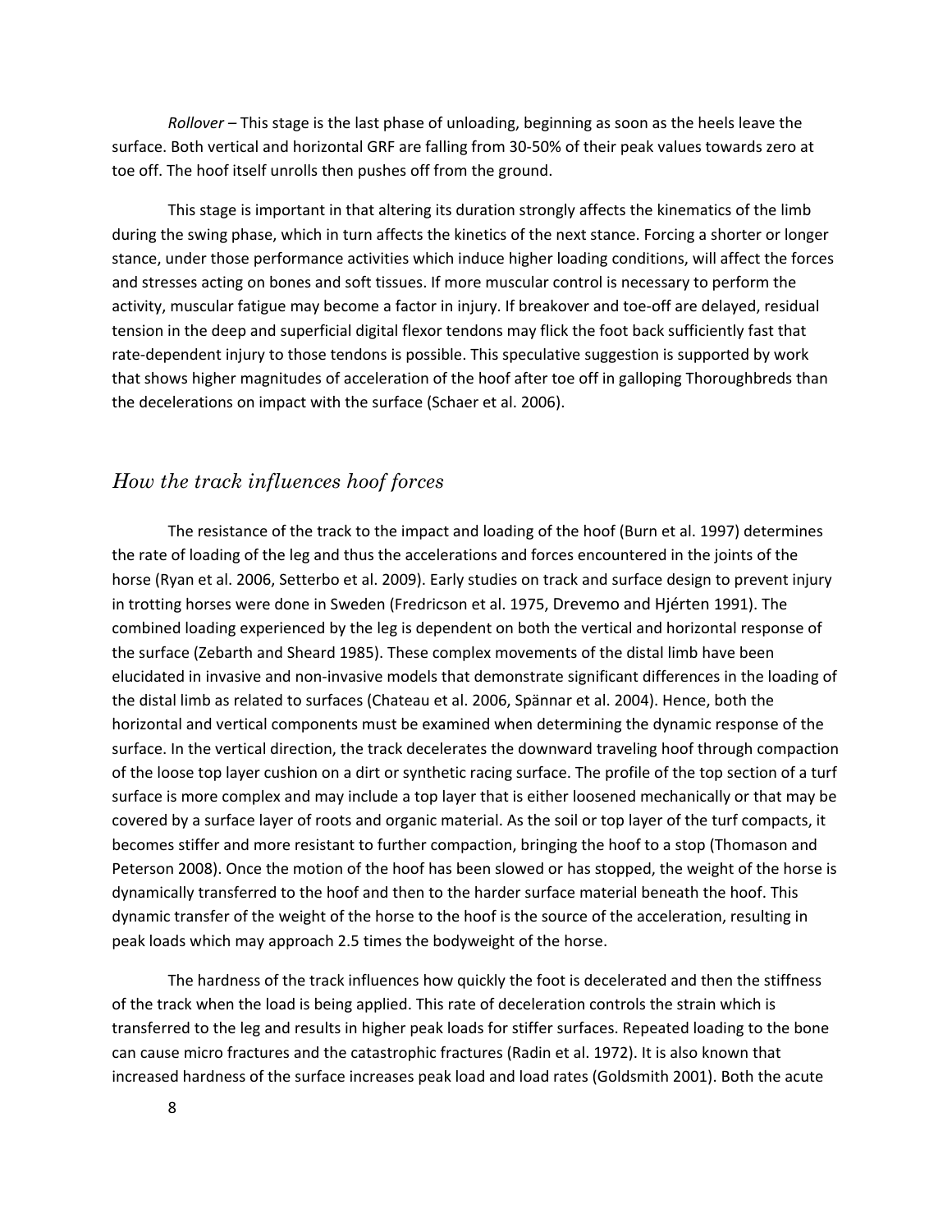*Rollover* – This stage is the last phase of unloading, beginning as soon as the heels leave the surface. Both vertical and horizontal GRF are falling from 30-50% of their peak values towards zero at toe off. The hoof itself unrolls then pushes off from the ground.

This stage is important in that altering its duration strongly affects the kinematics of the limb during the swing phase, which in turn affects the kinetics of the next stance. Forcing a shorter or longer stance, under those performance activities which induce higher loading conditions, will affect the forces and stresses acting on bones and soft tissues. If more muscular control is necessary to perform the activity, muscular fatigue may become a factor in injury. If breakover and toe-off are delayed, residual tension in the deep and superficial digital flexor tendons may flick the foot back sufficiently fast that rate-dependent injury to those tendons is possible. This speculative suggestion is supported by work that shows higher magnitudes of acceleration of the hoof after toe off in galloping Thoroughbreds than the decelerations on impact with the surface (Schaer et al. 2006).

## *How the track influences hoof forces*

The resistance of the track to the impact and loading of the hoof (Burn et al. 1997) determines the rate of loading of the leg and thus the accelerations and forces encountered in the joints of the horse (Ryan et al. 2006, Setterbo et al. 2009). Early studies on track and surface design to prevent injury in trotting horses were done in Sweden (Fredricson et al. 1975, Drevemo and Hjérten 1991). The combined loading experienced by the leg is dependent on both the vertical and horizontal response of the surface (Zebarth and Sheard 1985). These complex movements of the distal limb have been elucidated in invasive and non-invasive models that demonstrate significant differences in the loading of the distal limb as related to surfaces (Chateau et al. 2006, Spännar et al. 2004). Hence, both the horizontal and vertical components must be examined when determining the dynamic response of the surface. In the vertical direction, the track decelerates the downward traveling hoof through compaction of the loose top layer cushion on a dirt or synthetic racing surface. The profile of the top section of a turf surface is more complex and may include a top layer that is either loosened mechanically or that may be covered by a surface layer of roots and organic material. As the soil or top layer of the turf compacts, it becomes stiffer and more resistant to further compaction, bringing the hoof to a stop (Thomason and Peterson 2008). Once the motion of the hoof has been slowed or has stopped, the weight of the horse is dynamically transferred to the hoof and then to the harder surface material beneath the hoof. This dynamic transfer of the weight of the horse to the hoof is the source of the acceleration, resulting in peak loads which may approach 2.5 times the bodyweight of the horse.

The hardness of the track influences how quickly the foot is decelerated and then the stiffness of the track when the load is being applied. This rate of deceleration controls the strain which is transferred to the leg and results in higher peak loads for stiffer surfaces. Repeated loading to the bone can cause micro fractures and the catastrophic fractures (Radin et al. 1972). It is also known that increased hardness of the surface increases peak load and load rates (Goldsmith 2001). Both the acute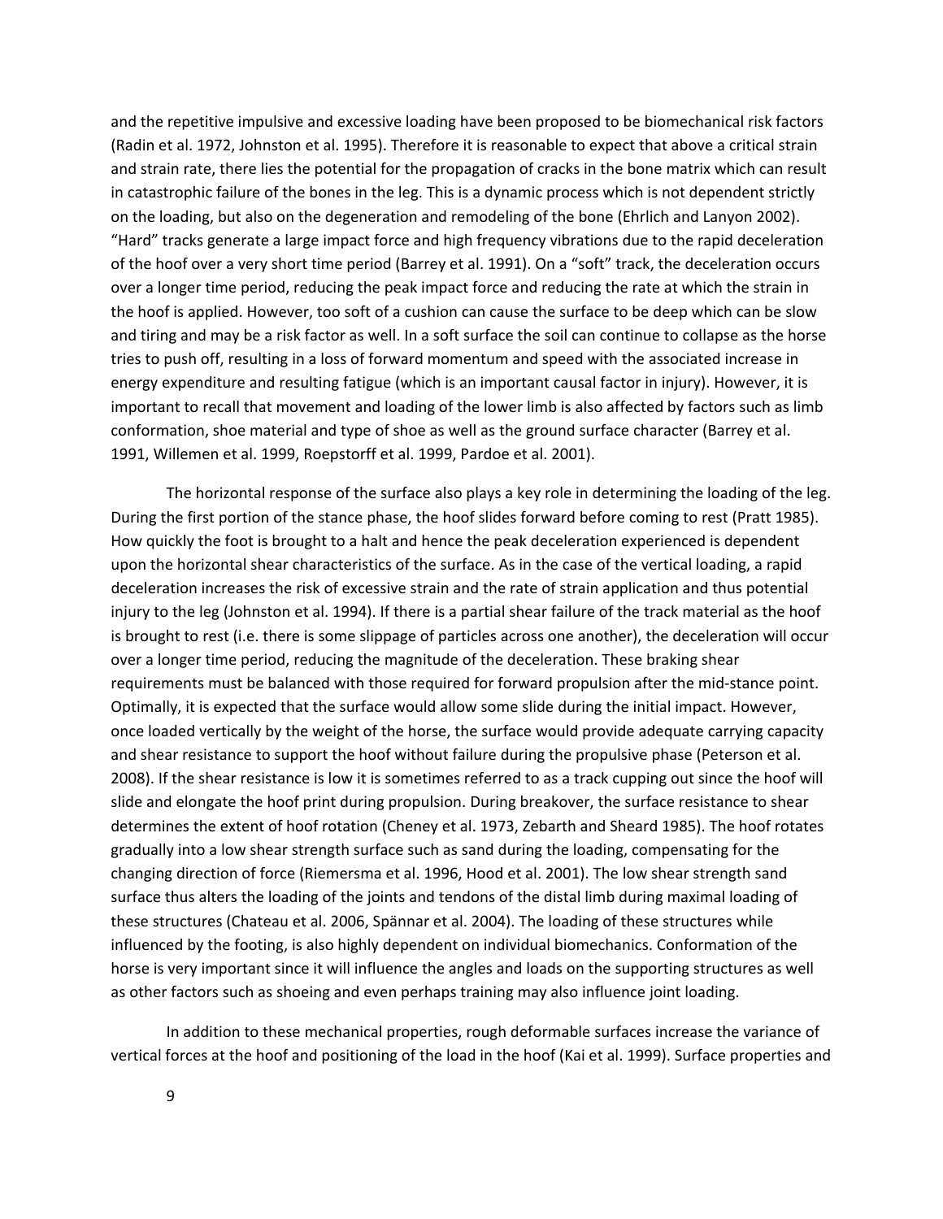and the repetitive impulsive and excessive loading have been proposed to be biomechanical risk factors (Radin et al. 1972, Johnston et al. 1995). Therefore it is reasonable to expect that above a critical strain and strain rate, there lies the potential for the propagation of cracks in the bone matrix which can result in catastrophic failure of the bones in the leg. This is a dynamic process which is not dependent strictly on the loading, but also on the degeneration and remodeling of the bone (Ehrlich and Lanyon 2002). "Hard" tracks generate a large impact force and high frequency vibrations due to the rapid deceleration of the hoof over a very short time period (Barrey et al. 1991). On a "soft" track, the deceleration occurs over a longer time period, reducing the peak impact force and reducing the rate at which the strain in the hoof is applied. However, too soft of a cushion can cause the surface to be deep which can be slow and tiring and may be a risk factor as well. In a soft surface the soil can continue to collapse as the horse tries to push off, resulting in a loss of forward momentum and speed with the associated increase in energy expenditure and resulting fatigue (which is an important causal factor in injury). However, it is important to recall that movement and loading of the lower limb is also affected by factors such as limb conformation, shoe material and type of shoe as well as the ground surface character (Barrey et al. 1991, Willemen et al. 1999, Roepstorff et al. 1999, Pardoe et al. 2001).

The horizontal response of the surface also plays a key role in determining the loading of the leg. During the first portion of the stance phase, the hoof slides forward before coming to rest (Pratt 1985). How quickly the foot is brought to a halt and hence the peak deceleration experienced is dependent upon the horizontal shear characteristics of the surface. As in the case of the vertical loading, a rapid deceleration increases the risk of excessive strain and the rate of strain application and thus potential injury to the leg (Johnston et al. 1994). If there is a partial shear failure of the track material as the hoof is brought to rest (i.e. there is some slippage of particles across one another), the deceleration will occur over a longer time period, reducing the magnitude of the deceleration. These braking shear requirements must be balanced with those required for forward propulsion after the mid-stance point. Optimally, it is expected that the surface would allow some slide during the initial impact. However, once loaded vertically by the weight of the horse, the surface would provide adequate carrying capacity and shear resistance to support the hoof without failure during the propulsive phase (Peterson et al. 2008). If the shear resistance is low it is sometimes referred to as a track cupping out since the hoof will slide and elongate the hoof print during propulsion. During breakover, the surface resistance to shear determines the extent of hoof rotation (Cheney et al. 1973, Zebarth and Sheard 1985). The hoof rotates gradually into a low shear strength surface such as sand during the loading, compensating for the changing direction of force (Riemersma et al. 1996, Hood et al. 2001). The low shear strength sand surface thus alters the loading of the joints and tendons of the distal limb during maximal loading of these structures (Chateau et al. 2006, Spännar et al. 2004). The loading of these structures while influenced by the footing, is also highly dependent on individual biomechanics. Conformation of the horse is very important since it will influence the angles and loads on the supporting structures as well as other factors such as shoeing and even perhaps training may also influence joint loading.

In addition to these mechanical properties, rough deformable surfaces increase the variance of vertical forces at the hoof and positioning of the load in the hoof (Kai et al. 1999). Surface properties and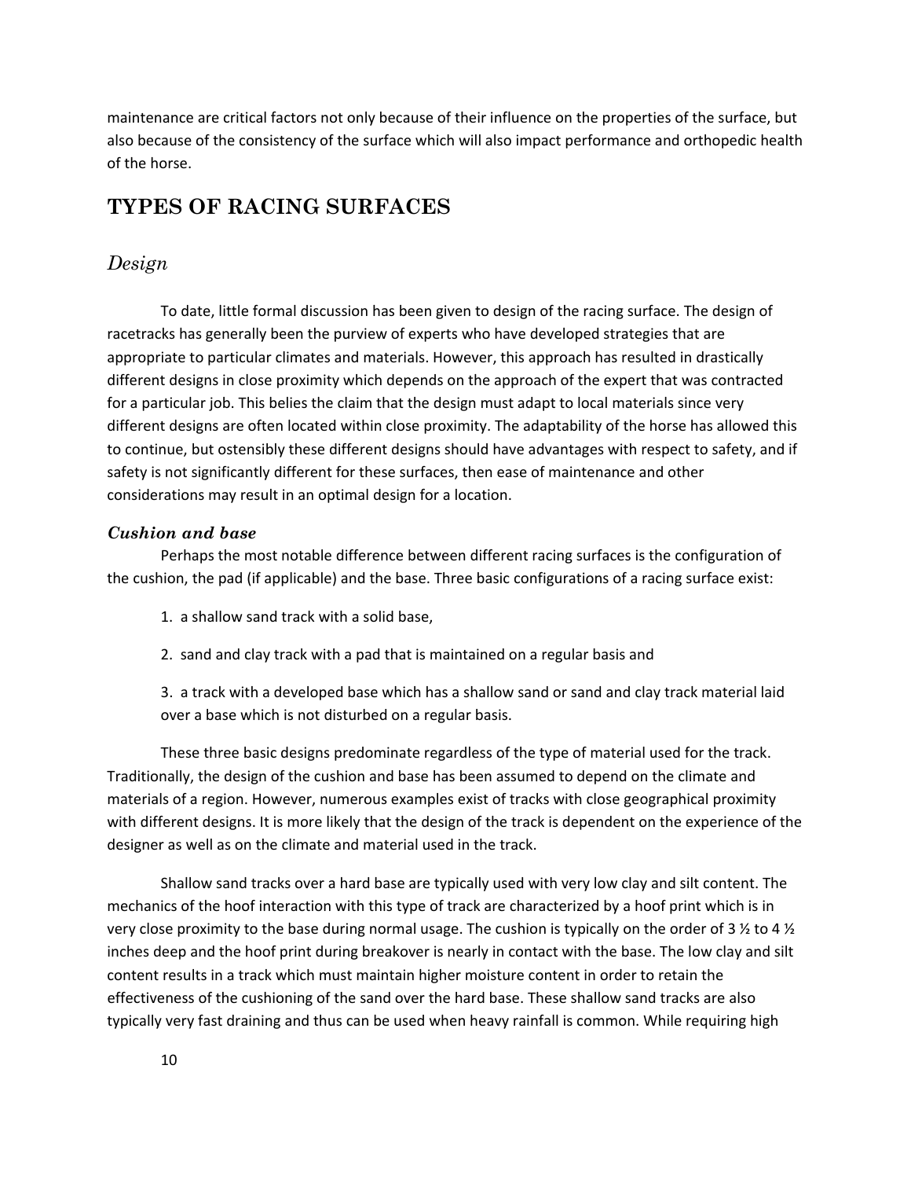maintenance are critical factors not only because of their influence on the properties of the surface, but also because of the consistency of the surface which will also impact performance and orthopedic health of the horse.

## TYPES OF RACING SURFACES

### *Design*

To date, little formal discussion has been given to design of the racing surface. The design of racetracks has generally been the purview of experts who have developed strategies that are appropriate to particular climates and materials. However, this approach has resulted in drastically different designs in close proximity which depends on the approach of the expert that was contracted for a particular job. This belies the claim that the design must adapt to local materials since very different designs are often located within close proximity. The adaptability of the horse has allowed this to continue, but ostensibly these different designs should have advantages with respect to safety, and if safety is not significantly different for these surfaces, then ease of maintenance and other considerations may result in an optimal design for a location.

#### ***Cushion and base***

Perhaps the most notable difference between different racing surfaces is the configuration of the cushion, the pad (if applicable) and the base. Three basic configurations of a racing surface exist:

1. a shallow sand track with a solid base,
2. sand and clay track with a pad that is maintained on a regular basis and
3. a track with a developed base which has a shallow sand or sand and clay track material laid over a base which is not disturbed on a regular basis.

These three basic designs predominate regardless of the type of material used for the track. Traditionally, the design of the cushion and base has been assumed to depend on the climate and materials of a region. However, numerous examples exist of tracks with close geographical proximity with different designs. It is more likely that the design of the track is dependent on the experience of the designer as well as on the climate and material used in the track.

Shallow sand tracks over a hard base are typically used with very low clay and silt content. The mechanics of the hoof interaction with this type of track are characterized by a hoof print which is in very close proximity to the base during normal usage. The cushion is typically on the order of 3 ½ to 4 ½ inches deep and the hoof print during breakover is nearly in contact with the base. The low clay and silt content results in a track which must maintain higher moisture content in order to retain the effectiveness of the cushioning of the sand over the hard base. These shallow sand tracks are also typically very fast draining and thus can be used when heavy rainfall is common. While requiring high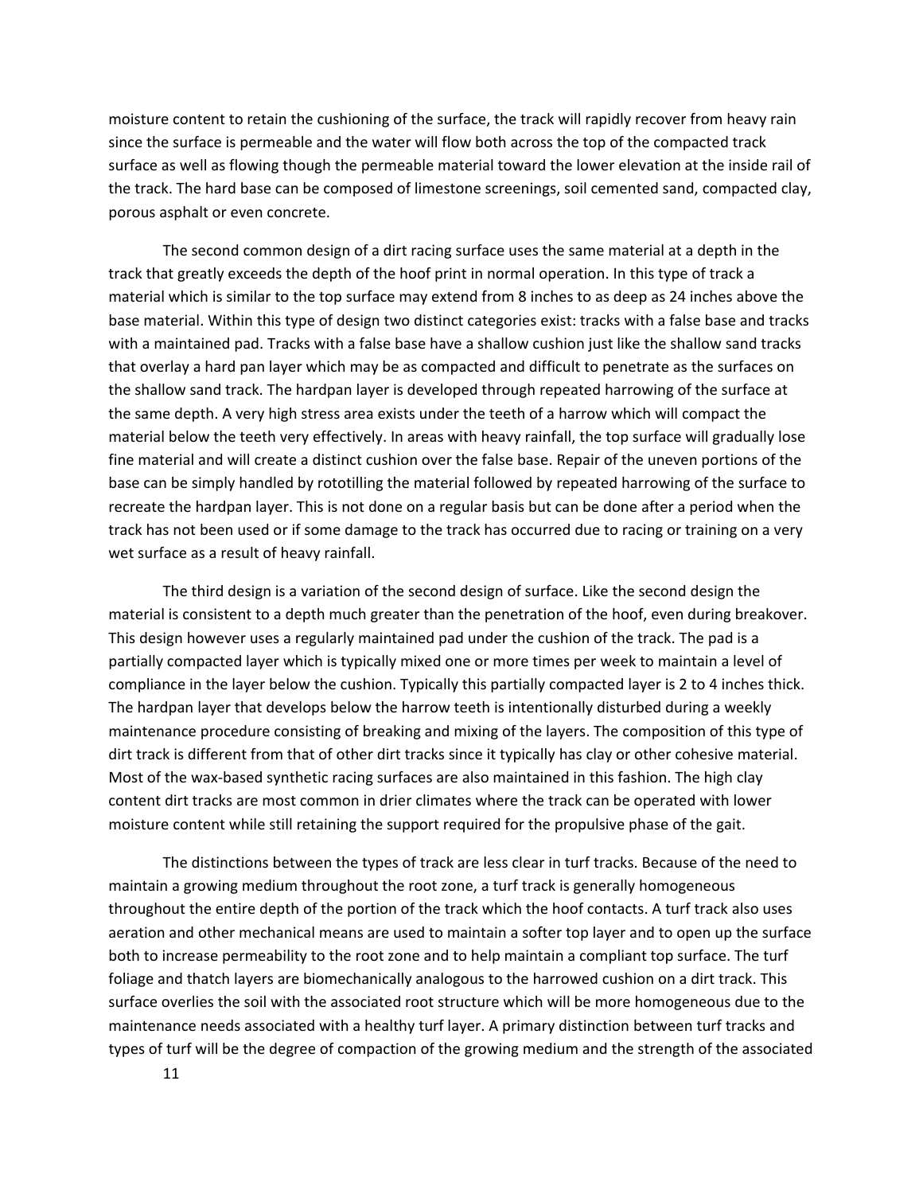moisture content to retain the cushioning of the surface, the track will rapidly recover from heavy rain since the surface is permeable and the water will flow both across the top of the compacted track surface as well as flowing though the permeable material toward the lower elevation at the inside rail of the track. The hard base can be composed of limestone screenings, soil cemented sand, compacted clay, porous asphalt or even concrete.

The second common design of a dirt racing surface uses the same material at a depth in the track that greatly exceeds the depth of the hoof print in normal operation. In this type of track a material which is similar to the top surface may extend from 8 inches to as deep as 24 inches above the base material. Within this type of design two distinct categories exist: tracks with a false base and tracks with a maintained pad. Tracks with a false base have a shallow cushion just like the shallow sand tracks that overlay a hard pan layer which may be as compacted and difficult to penetrate as the surfaces on the shallow sand track. The hardpan layer is developed through repeated harrowing of the surface at the same depth. A very high stress area exists under the teeth of a harrow which will compact the material below the teeth very effectively. In areas with heavy rainfall, the top surface will gradually lose fine material and will create a distinct cushion over the false base. Repair of the uneven portions of the base can be simply handled by rototilling the material followed by repeated harrowing of the surface to recreate the hardpan layer. This is not done on a regular basis but can be done after a period when the track has not been used or if some damage to the track has occurred due to racing or training on a very wet surface as a result of heavy rainfall.

The third design is a variation of the second design of surface. Like the second design the material is consistent to a depth much greater than the penetration of the hoof, even during breakover. This design however uses a regularly maintained pad under the cushion of the track. The pad is a partially compacted layer which is typically mixed one or more times per week to maintain a level of compliance in the layer below the cushion. Typically this partially compacted layer is 2 to 4 inches thick. The hardpan layer that develops below the harrow teeth is intentionally disturbed during a weekly maintenance procedure consisting of breaking and mixing of the layers. The composition of this type of dirt track is different from that of other dirt tracks since it typically has clay or other cohesive material. Most of the wax-based synthetic racing surfaces are also maintained in this fashion. The high clay content dirt tracks are most common in drier climates where the track can be operated with lower moisture content while still retaining the support required for the propulsive phase of the gait.

The distinctions between the types of track are less clear in turf tracks. Because of the need to maintain a growing medium throughout the root zone, a turf track is generally homogeneous throughout the entire depth of the portion of the track which the hoof contacts. A turf track also uses aeration and other mechanical means are used to maintain a softer top layer and to open up the surface both to increase permeability to the root zone and to help maintain a compliant top surface. The turf foliage and thatch layers are biomechanically analogous to the harrowed cushion on a dirt track. This surface overlies the soil with the associated root structure which will be more homogeneous due to the maintenance needs associated with a healthy turf layer. A primary distinction between turf tracks and types of turf will be the degree of compaction of the growing medium and the strength of the associated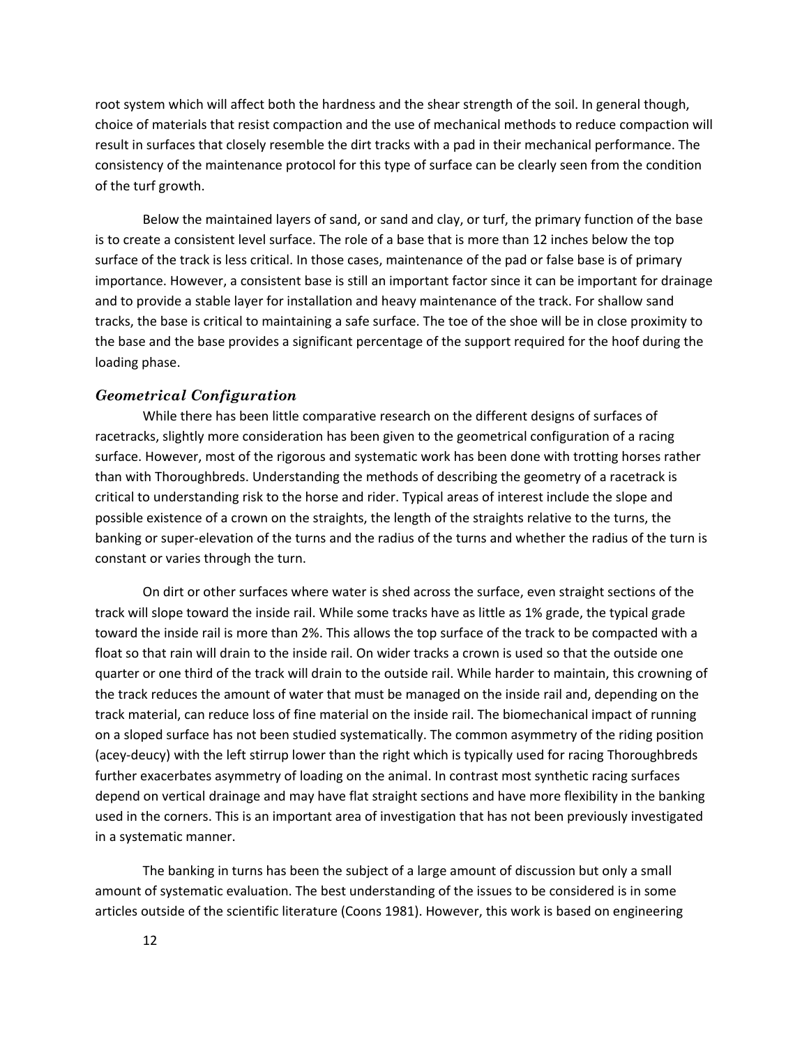root system which will affect both the hardness and the shear strength of the soil. In general though, choice of materials that resist compaction and the use of mechanical methods to reduce compaction will result in surfaces that closely resemble the dirt tracks with a pad in their mechanical performance. The consistency of the maintenance protocol for this type of surface can be clearly seen from the condition of the turf growth.

Below the maintained layers of sand, or sand and clay, or turf, the primary function of the base is to create a consistent level surface. The role of a base that is more than 12 inches below the top surface of the track is less critical. In those cases, maintenance of the pad or false base is of primary importance. However, a consistent base is still an important factor since it can be important for drainage and to provide a stable layer for installation and heavy maintenance of the track. For shallow sand tracks, the base is critical to maintaining a safe surface. The toe of the shoe will be in close proximity to the base and the base provides a significant percentage of the support required for the hoof during the loading phase.

### *Geometrical Configuration*

While there has been little comparative research on the different designs of surfaces of racetracks, slightly more consideration has been given to the geometrical configuration of a racing surface. However, most of the rigorous and systematic work has been done with trotting horses rather than with Thoroughbreds. Understanding the methods of describing the geometry of a racetrack is critical to understanding risk to the horse and rider. Typical areas of interest include the slope and possible existence of a crown on the straights, the length of the straights relative to the turns, the banking or super-elevation of the turns and the radius of the turns and whether the radius of the turn is constant or varies through the turn.

On dirt or other surfaces where water is shed across the surface, even straight sections of the track will slope toward the inside rail. While some tracks have as little as 1% grade, the typical grade toward the inside rail is more than 2%. This allows the top surface of the track to be compacted with a float so that rain will drain to the inside rail. On wider tracks a crown is used so that the outside one quarter or one third of the track will drain to the outside rail. While harder to maintain, this crowning of the track reduces the amount of water that must be managed on the inside rail and, depending on the track material, can reduce loss of fine material on the inside rail. The biomechanical impact of running on a sloped surface has not been studied systematically. The common asymmetry of the riding position (acey-deucy) with the left stirrup lower than the right which is typically used for racing Thoroughbreds further exacerbates asymmetry of loading on the animal. In contrast most synthetic racing surfaces depend on vertical drainage and may have flat straight sections and have more flexibility in the banking used in the corners. This is an important area of investigation that has not been previously investigated in a systematic manner.

The banking in turns has been the subject of a large amount of discussion but only a small amount of systematic evaluation. The best understanding of the issues to be considered is in some articles outside of the scientific literature (Coons 1981). However, this work is based on engineering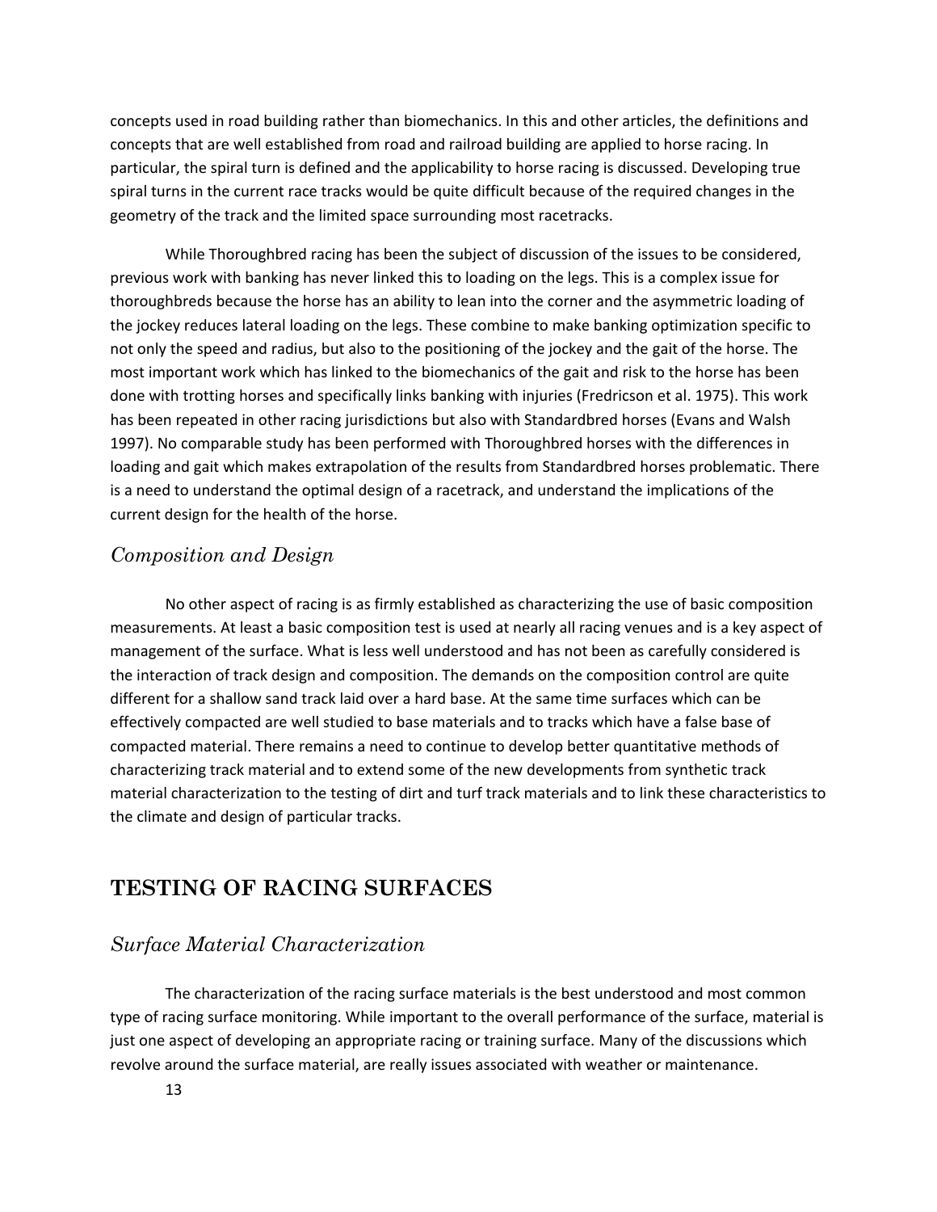concepts used in road building rather than biomechanics. In this and other articles, the definitions and concepts that are well established from road and railroad building are applied to horse racing. In particular, the spiral turn is defined and the applicability to horse racing is discussed. Developing true spiral turns in the current race tracks would be quite difficult because of the required changes in the geometry of the track and the limited space surrounding most racetracks.

While Thoroughbred racing has been the subject of discussion of the issues to be considered, previous work with banking has never linked this to loading on the legs. This is a complex issue for thoroughbreds because the horse has an ability to lean into the corner and the asymmetric loading of the jockey reduces lateral loading on the legs. These combine to make banking optimization specific to not only the speed and radius, but also to the positioning of the jockey and the gait of the horse. The most important work which has linked to the biomechanics of the gait and risk to the horse has been done with trotting horses and specifically links banking with injuries (Fredricson et al. 1975). This work has been repeated in other racing jurisdictions but also with Standardbred horses (Evans and Walsh 1997). No comparable study has been performed with Thoroughbred horses with the differences in loading and gait which makes extrapolation of the results from Standardbred horses problematic. There is a need to understand the optimal design of a racetrack, and understand the implications of the current design for the health of the horse.

### *Composition and Design*

No other aspect of racing is as firmly established as characterizing the use of basic composition measurements. At least a basic composition test is used at nearly all racing venues and is a key aspect of management of the surface. What is less well understood and has not been as carefully considered is the interaction of track design and composition. The demands on the composition control are quite different for a shallow sand track laid over a hard base. At the same time surfaces which can be effectively compacted are well studied to base materials and to tracks which have a false base of compacted material. There remains a need to continue to develop better quantitative methods of characterizing track material and to extend some of the new developments from synthetic track material characterization to the testing of dirt and turf track materials and to link these characteristics to the climate and design of particular tracks.

## TESTING OF RACING SURFACES

### *Surface Material Characterization*

The characterization of the racing surface materials is the best understood and most common type of racing surface monitoring. While important to the overall performance of the surface, material is just one aspect of developing an appropriate racing or training surface. Many of the discussions which revolve around the surface material, are really issues associated with weather or maintenance.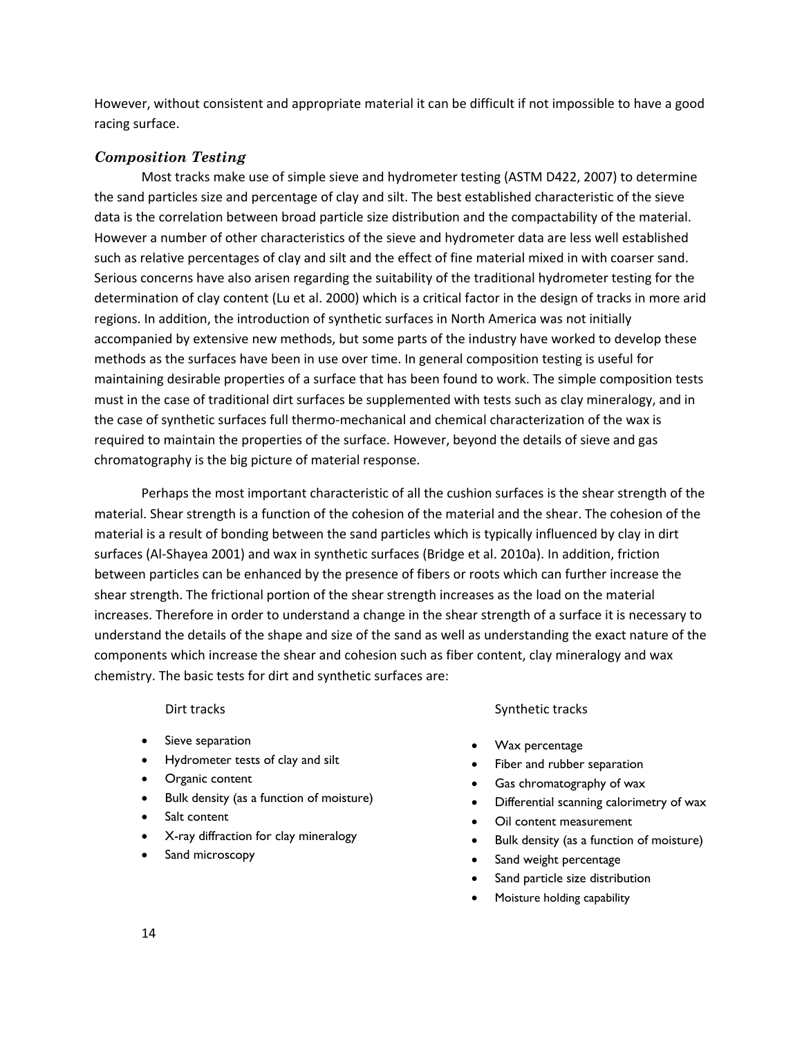However, without consistent and appropriate material it can be difficult if not impossible to have a good racing surface.

### *Composition Testing*

Most tracks make use of simple sieve and hydrometer testing (ASTM D422, 2007) to determine the sand particles size and percentage of clay and silt. The best established characteristic of the sieve data is the correlation between broad particle size distribution and the compactability of the material. However a number of other characteristics of the sieve and hydrometer data are less well established such as relative percentages of clay and silt and the effect of fine material mixed in with coarser sand. Serious concerns have also arisen regarding the suitability of the traditional hydrometer testing for the determination of clay content (Lu et al. 2000) which is a critical factor in the design of tracks in more arid regions. In addition, the introduction of synthetic surfaces in North America was not initially accompanied by extensive new methods, but some parts of the industry have worked to develop these methods as the surfaces have been in use over time. In general composition testing is useful for maintaining desirable properties of a surface that has been found to work. The simple composition tests must in the case of traditional dirt surfaces be supplemented with tests such as clay mineralogy, and in the case of synthetic surfaces full thermo-mechanical and chemical characterization of the wax is required to maintain the properties of the surface. However, beyond the details of sieve and gas chromatography is the big picture of material response.

Perhaps the most important characteristic of all the cushion surfaces is the shear strength of the material. Shear strength is a function of the cohesion of the material and the shear. The cohesion of the material is a result of bonding between the sand particles which is typically influenced by clay in dirt surfaces (Al-Shayea 2001) and wax in synthetic surfaces (Bridge et al. 2010a). In addition, friction between particles can be enhanced by the presence of fibers or roots which can further increase the shear strength. The frictional portion of the shear strength increases as the load on the material increases. Therefore in order to understand a change in the shear strength of a surface it is necessary to understand the details of the shape and size of the sand as well as understanding the exact nature of the components which increase the shear and cohesion such as fiber content, clay mineralogy and wax chemistry. The basic tests for dirt and synthetic surfaces are:

Dirt tracks

- Sieve separation
- Hydrometer tests of clay and silt
- Organic content
- Bulk density (as a function of moisture)
- Salt content
- X-ray diffraction for clay mineralogy
- Sand microscopy

Synthetic tracks

- Wax percentage
- Fiber and rubber separation
- Gas chromatography of wax
- Differential scanning calorimetry of wax
- Oil content measurement
- Bulk density (as a function of moisture)
- Sand weight percentage
- Sand particle size distribution
- Moisture holding capability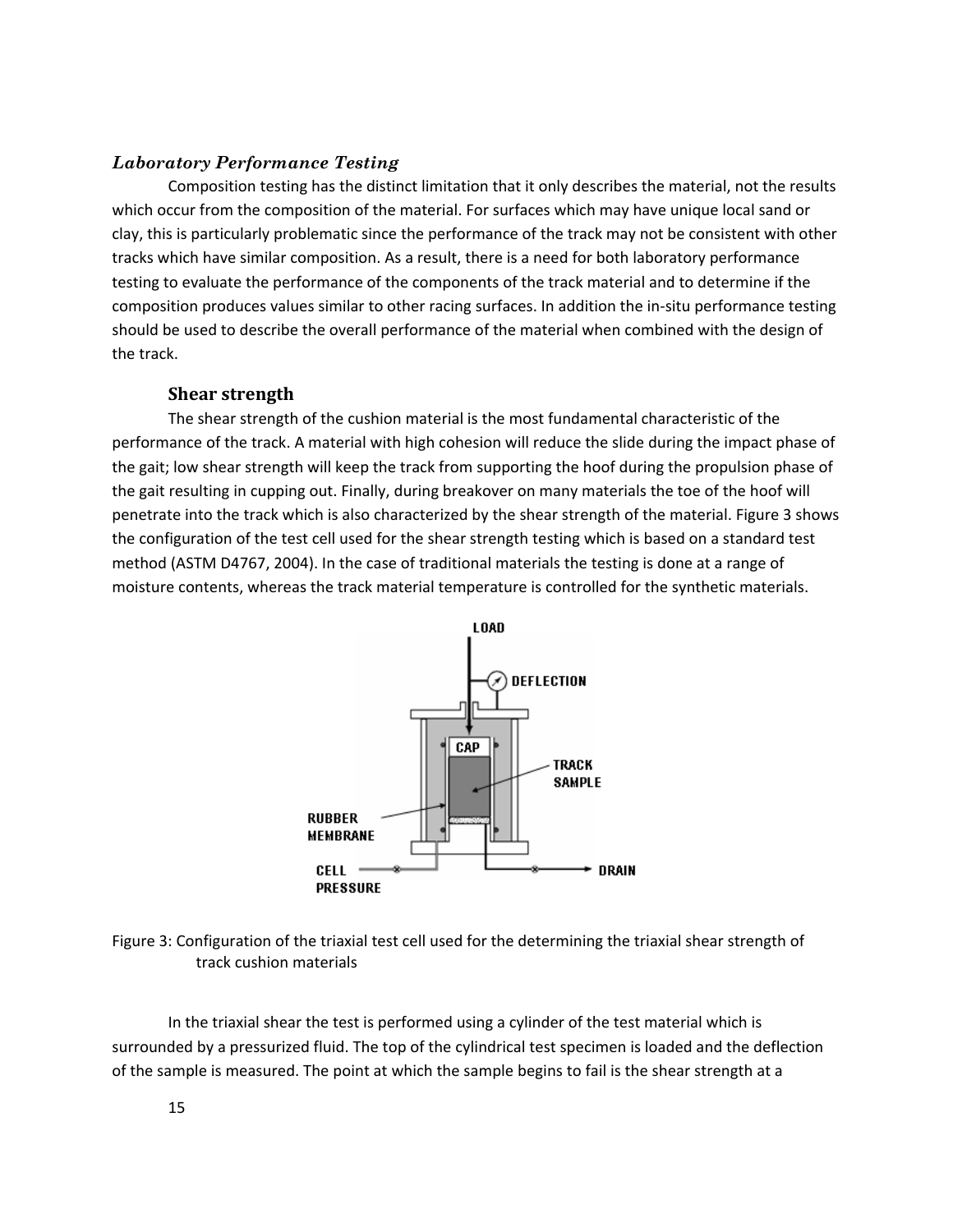### *Laboratory Performance Testing*

Composition testing has the distinct limitation that it only describes the material, not the results which occur from the composition of the material. For surfaces which may have unique local sand or clay, this is particularly problematic since the performance of the track may not be consistent with other tracks which have similar composition. As a result, there is a need for both laboratory performance testing to evaluate the performance of the components of the track material and to determine if the composition produces values similar to other racing surfaces. In addition the in-situ performance testing should be used to describe the overall performance of the material when combined with the design of the track.

#### Shear strength

The shear strength of the cushion material is the most fundamental characteristic of the performance of the track. A material with high cohesion will reduce the slide during the impact phase of the gait; low shear strength will keep the track from supporting the hoof during the propulsion phase of the gait resulting in cupping out. Finally, during breakover on many materials the toe of the hoof will penetrate into the track which is also characterized by the shear strength of the material. Figure 3 shows the configuration of the test cell used for the shear strength testing which is based on a standard test method (ASTM D4767, 2004). In the case of traditional materials the testing is done at a range of moisture contents, whereas the track material temperature is controlled for the synthetic materials.

Figure 3: Configuration of the triaxial test cell used for the determining the triaxial shear strength of track cushion materials

In the triaxial shear the test is performed using a cylinder of the test material which is surrounded by a pressurized fluid. The top of the cylindrical test specimen is loaded and the deflection of the sample is measured. The point at which the sample begins to fail is the shear strength at a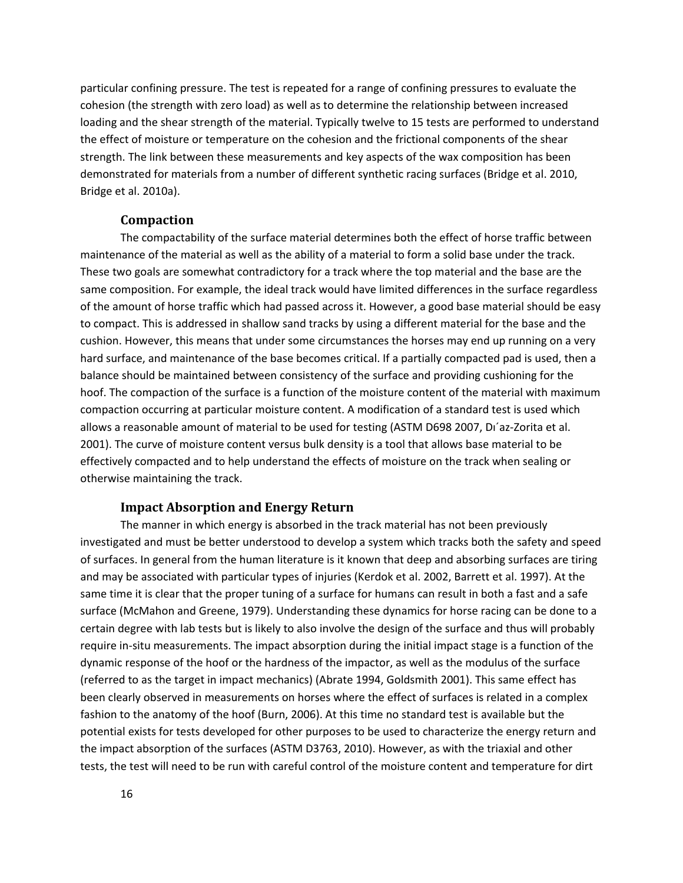particular confining pressure. The test is repeated for a range of confining pressures to evaluate the cohesion (the strength with zero load) as well as to determine the relationship between increased loading and the shear strength of the material. Typically twelve to 15 tests are performed to understand the effect of moisture or temperature on the cohesion and the frictional components of the shear strength. The link between these measurements and key aspects of the wax composition has been demonstrated for materials from a number of different synthetic racing surfaces (Bridge et al. 2010, Bridge et al. 2010a).

### Compaction

The compactability of the surface material determines both the effect of horse traffic between maintenance of the material as well as the ability of a material to form a solid base under the track. These two goals are somewhat contradictory for a track where the top material and the base are the same composition. For example, the ideal track would have limited differences in the surface regardless of the amount of horse traffic which had passed across it. However, a good base material should be easy to compact. This is addressed in shallow sand tracks by using a different material for the base and the cushion. However, this means that under some circumstances the horses may end up running on a very hard surface, and maintenance of the base becomes critical. If a partially compacted pad is used, then a balance should be maintained between consistency of the surface and providing cushioning for the hoof. The compaction of the surface is a function of the moisture content of the material with maximum compaction occurring at particular moisture content. A modification of a standard test is used which allows a reasonable amount of material to be used for testing (ASTM D698 2007, Dı´az-Zorita et al. 2001). The curve of moisture content versus bulk density is a tool that allows base material to be effectively compacted and to help understand the effects of moisture on the track when sealing or otherwise maintaining the track.

### Impact Absorption and Energy Return

The manner in which energy is absorbed in the track material has not been previously investigated and must be better understood to develop a system which tracks both the safety and speed of surfaces. In general from the human literature is it known that deep and absorbing surfaces are tiring and may be associated with particular types of injuries (Kerdok et al. 2002, Barrett et al. 1997). At the same time it is clear that the proper tuning of a surface for humans can result in both a fast and a safe surface (McMahon and Greene, 1979). Understanding these dynamics for horse racing can be done to a certain degree with lab tests but is likely to also involve the design of the surface and thus will probably require in-situ measurements. The impact absorption during the initial impact stage is a function of the dynamic response of the hoof or the hardness of the impactor, as well as the modulus of the surface (referred to as the target in impact mechanics) (Abrate 1994, Goldsmith 2001). This same effect has been clearly observed in measurements on horses where the effect of surfaces is related in a complex fashion to the anatomy of the hoof (Burn, 2006). At this time no standard test is available but the potential exists for tests developed for other purposes to be used to characterize the energy return and the impact absorption of the surfaces (ASTM D3763, 2010). However, as with the triaxial and other tests, the test will need to be run with careful control of the moisture content and temperature for dirt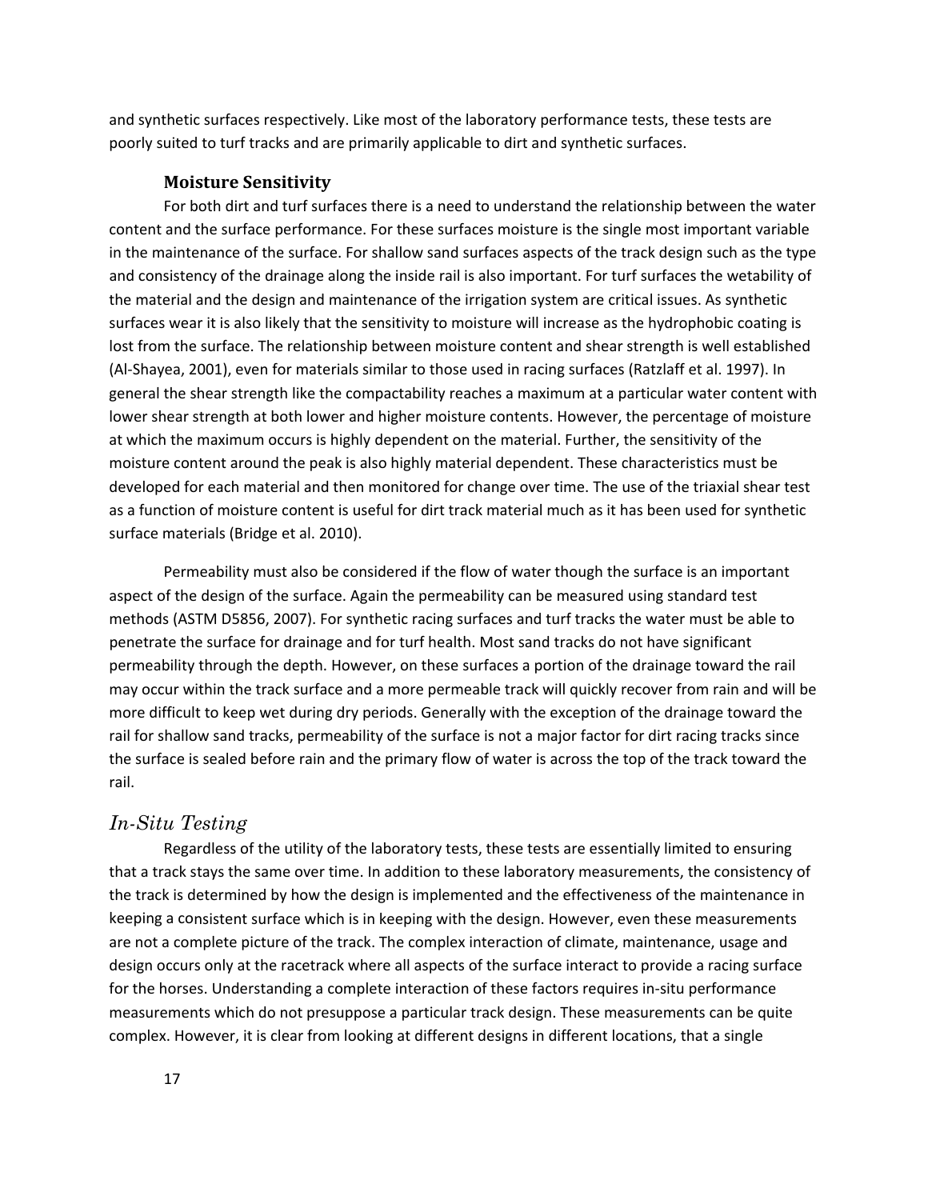and synthetic surfaces respectively. Like most of the laboratory performance tests, these tests are poorly suited to turf tracks and are primarily applicable to dirt and synthetic surfaces.

### Moisture Sensitivity

For both dirt and turf surfaces there is a need to understand the relationship between the water content and the surface performance. For these surfaces moisture is the single most important variable in the maintenance of the surface. For shallow sand surfaces aspects of the track design such as the type and consistency of the drainage along the inside rail is also important. For turf surfaces the wetability of the material and the design and maintenance of the irrigation system are critical issues. As synthetic surfaces wear it is also likely that the sensitivity to moisture will increase as the hydrophobic coating is lost from the surface. The relationship between moisture content and shear strength is well established (Al-Shayea, 2001), even for materials similar to those used in racing surfaces (Ratzlaff et al. 1997). In general the shear strength like the compactability reaches a maximum at a particular water content with lower shear strength at both lower and higher moisture contents. However, the percentage of moisture at which the maximum occurs is highly dependent on the material. Further, the sensitivity of the moisture content around the peak is also highly material dependent. These characteristics must be developed for each material and then monitored for change over time. The use of the triaxial shear test as a function of moisture content is useful for dirt track material much as it has been used for synthetic surface materials (Bridge et al. 2010).

Permeability must also be considered if the flow of water though the surface is an important aspect of the design of the surface. Again the permeability can be measured using standard test methods (ASTM D5856, 2007). For synthetic racing surfaces and turf tracks the water must be able to penetrate the surface for drainage and for turf health. Most sand tracks do not have significant permeability through the depth. However, on these surfaces a portion of the drainage toward the rail may occur within the track surface and a more permeable track will quickly recover from rain and will be more difficult to keep wet during dry periods. Generally with the exception of the drainage toward the rail for shallow sand tracks, permeability of the surface is not a major factor for dirt racing tracks since the surface is sealed before rain and the primary flow of water is across the top of the track toward the rail.

## *In-Situ Testing*

Regardless of the utility of the laboratory tests, these tests are essentially limited to ensuring that a track stays the same over time. In addition to these laboratory measurements, the consistency of the track is determined by how the design is implemented and the effectiveness of the maintenance in keeping a consistent surface which is in keeping with the design. However, even these measurements are not a complete picture of the track. The complex interaction of climate, maintenance, usage and design occurs only at the racetrack where all aspects of the surface interact to provide a racing surface for the horses. Understanding a complete interaction of these factors requires in-situ performance measurements which do not presuppose a particular track design. These measurements can be quite complex. However, it is clear from looking at different designs in different locations, that a single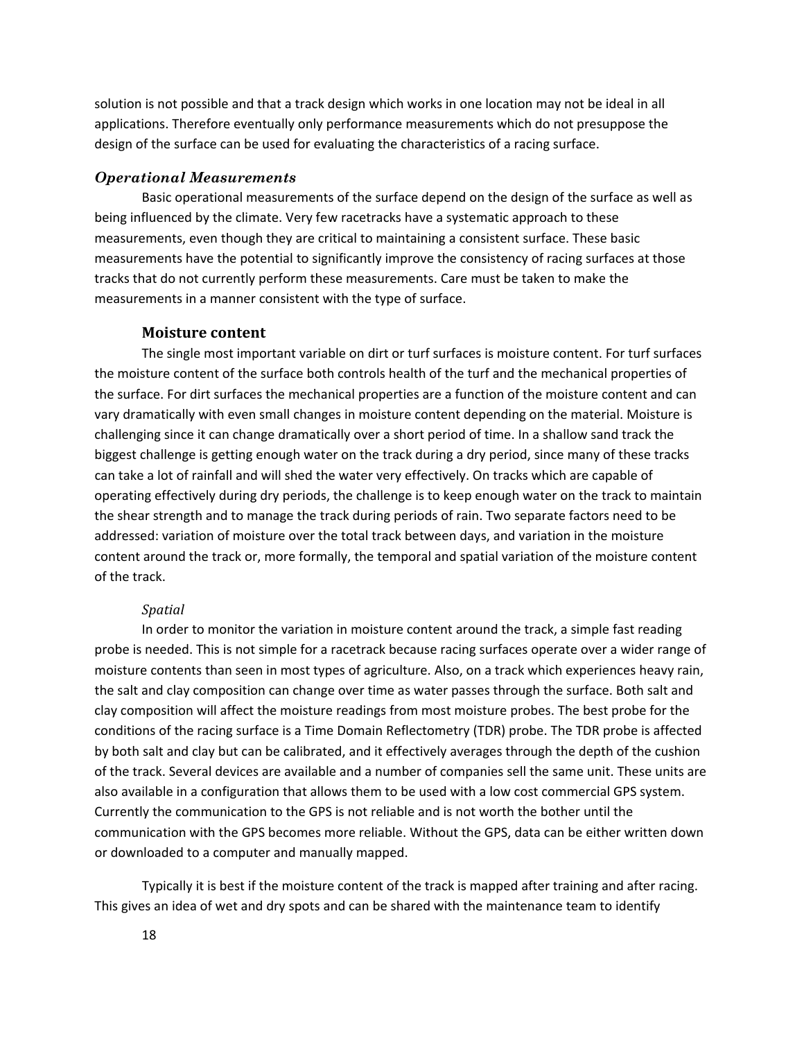solution is not possible and that a track design which works in one location may not be ideal in all applications. Therefore eventually only performance measurements which do not presuppose the design of the surface can be used for evaluating the characteristics of a racing surface.

### *Operational Measurements*

Basic operational measurements of the surface depend on the design of the surface as well as being influenced by the climate. Very few racetracks have a systematic approach to these measurements, even though they are critical to maintaining a consistent surface. These basic measurements have the potential to significantly improve the consistency of racing surfaces at those tracks that do not currently perform these measurements. Care must be taken to make the measurements in a manner consistent with the type of surface.

#### Moisture content

The single most important variable on dirt or turf surfaces is moisture content. For turf surfaces the moisture content of the surface both controls health of the turf and the mechanical properties of the surface. For dirt surfaces the mechanical properties are a function of the moisture content and can vary dramatically with even small changes in moisture content depending on the material. Moisture is challenging since it can change dramatically over a short period of time. In a shallow sand track the biggest challenge is getting enough water on the track during a dry period, since many of these tracks can take a lot of rainfall and will shed the water very effectively. On tracks which are capable of operating effectively during dry periods, the challenge is to keep enough water on the track to maintain the shear strength and to manage the track during periods of rain. Two separate factors need to be addressed: variation of moisture over the total track between days, and variation in the moisture content around the track or, more formally, the temporal and spatial variation of the moisture content of the track.

##### *Spatial*

In order to monitor the variation in moisture content around the track, a simple fast reading probe is needed. This is not simple for a racetrack because racing surfaces operate over a wider range of moisture contents than seen in most types of agriculture. Also, on a track which experiences heavy rain, the salt and clay composition can change over time as water passes through the surface. Both salt and clay composition will affect the moisture readings from most moisture probes. The best probe for the conditions of the racing surface is a Time Domain Reflectometry (TDR) probe. The TDR probe is affected by both salt and clay but can be calibrated, and it effectively averages through the depth of the cushion of the track. Several devices are available and a number of companies sell the same unit. These units are also available in a configuration that allows them to be used with a low cost commercial GPS system. Currently the communication to the GPS is not reliable and is not worth the bother until the communication with the GPS becomes more reliable. Without the GPS, data can be either written down or downloaded to a computer and manually mapped.

Typically it is best if the moisture content of the track is mapped after training and after racing. This gives an idea of wet and dry spots and can be shared with the maintenance team to identify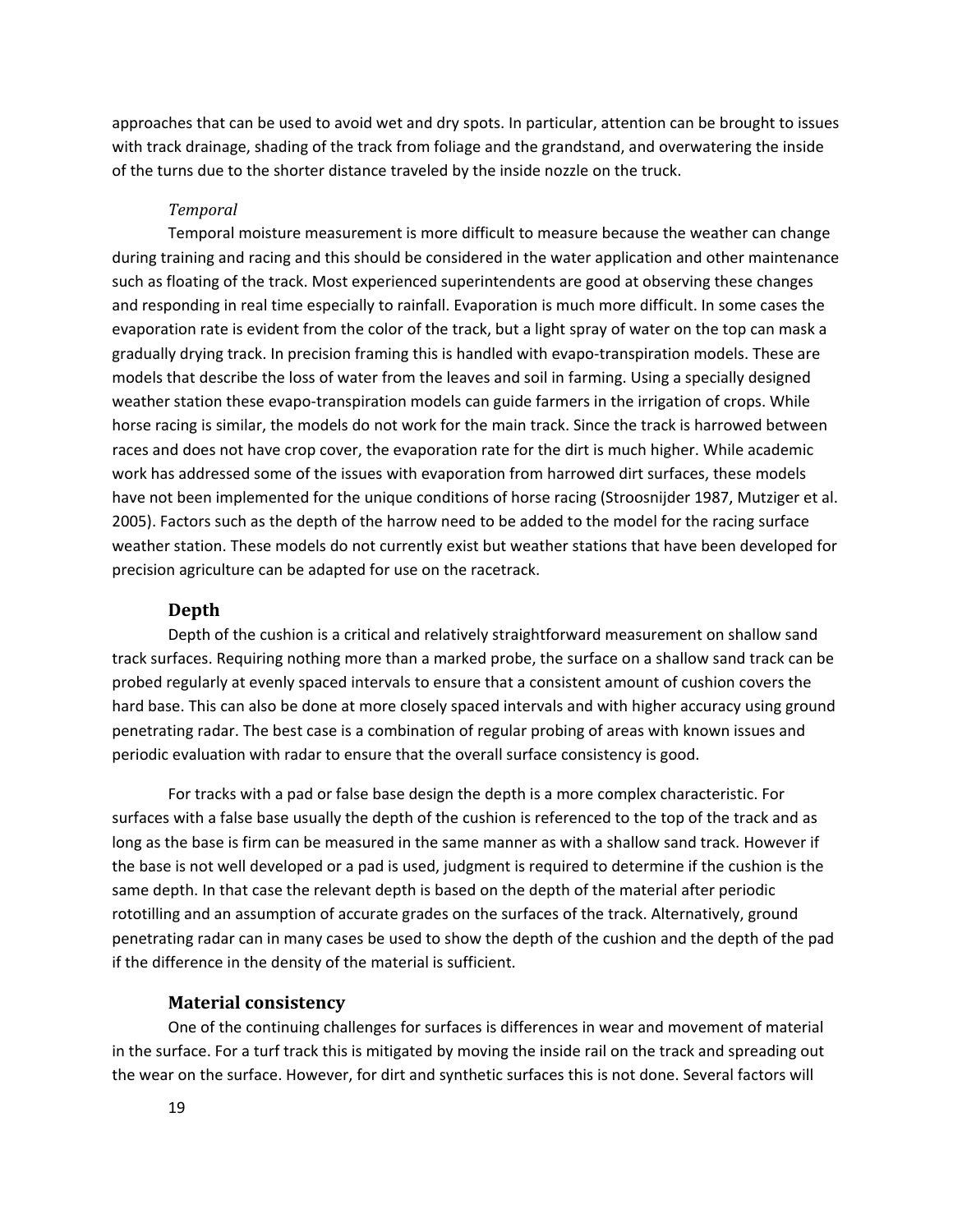approaches that can be used to avoid wet and dry spots. In particular, attention can be brought to issues with track drainage, shading of the track from foliage and the grandstand, and overwatering the inside of the turns due to the shorter distance traveled by the inside nozzle on the truck.

#### *Temporal*

Temporal moisture measurement is more difficult to measure because the weather can change during training and racing and this should be considered in the water application and other maintenance such as floating of the track. Most experienced superintendents are good at observing these changes and responding in real time especially to rainfall. Evaporation is much more difficult. In some cases the evaporation rate is evident from the color of the track, but a light spray of water on the top can mask a gradually drying track. In precision framing this is handled with evapo-transpiration models. These are models that describe the loss of water from the leaves and soil in farming. Using a specially designed weather station these evapo-transpiration models can guide farmers in the irrigation of crops. While horse racing is similar, the models do not work for the main track. Since the track is harrowed between races and does not have crop cover, the evaporation rate for the dirt is much higher. While academic work has addressed some of the issues with evaporation from harrowed dirt surfaces, these models have not been implemented for the unique conditions of horse racing (Stroosnijder 1987, Mutziger et al. 2005). Factors such as the depth of the harrow need to be added to the model for the racing surface weather station. These models do not currently exist but weather stations that have been developed for precision agriculture can be adapted for use on the racetrack.

### Depth

Depth of the cushion is a critical and relatively straightforward measurement on shallow sand track surfaces. Requiring nothing more than a marked probe, the surface on a shallow sand track can be probed regularly at evenly spaced intervals to ensure that a consistent amount of cushion covers the hard base. This can also be done at more closely spaced intervals and with higher accuracy using ground penetrating radar. The best case is a combination of regular probing of areas with known issues and periodic evaluation with radar to ensure that the overall surface consistency is good.

For tracks with a pad or false base design the depth is a more complex characteristic. For surfaces with a false base usually the depth of the cushion is referenced to the top of the track and as long as the base is firm can be measured in the same manner as with a shallow sand track. However if the base is not well developed or a pad is used, judgment is required to determine if the cushion is the same depth. In that case the relevant depth is based on the depth of the material after periodic rototilling and an assumption of accurate grades on the surfaces of the track. Alternatively, ground penetrating radar can in many cases be used to show the depth of the cushion and the depth of the pad if the difference in the density of the material is sufficient.

### Material consistency

One of the continuing challenges for surfaces is differences in wear and movement of material in the surface. For a turf track this is mitigated by moving the inside rail on the track and spreading out the wear on the surface. However, for dirt and synthetic surfaces this is not done. Several factors will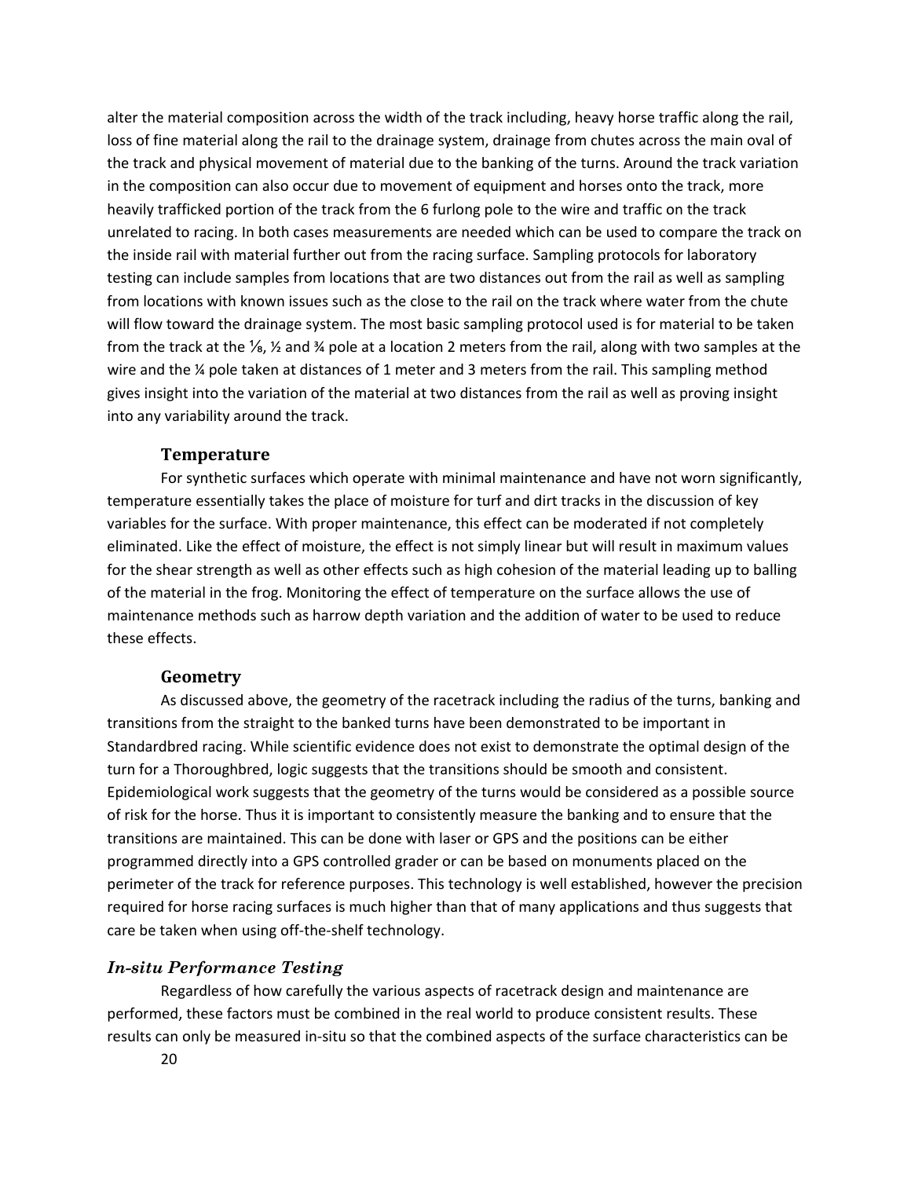alter the material composition across the width of the track including, heavy horse traffic along the rail, loss of fine material along the rail to the drainage system, drainage from chutes across the main oval of the track and physical movement of material due to the banking of the turns. Around the track variation in the composition can also occur due to movement of equipment and horses onto the track, more heavily trafficked portion of the track from the 6 furlong pole to the wire and traffic on the track unrelated to racing. In both cases measurements are needed which can be used to compare the track on the inside rail with material further out from the racing surface. Sampling protocols for laboratory testing can include samples from locations that are two distances out from the rail as well as sampling from locations with known issues such as the close to the rail on the track where water from the chute will flow toward the drainage system. The most basic sampling protocol used is for material to be taken from the track at the ⅛, ½ and ¾ pole at a location 2 meters from the rail, along with two samples at the wire and the ¼ pole taken at distances of 1 meter and 3 meters from the rail. This sampling method gives insight into the variation of the material at two distances from the rail as well as proving insight into any variability around the track.

### Temperature

For synthetic surfaces which operate with minimal maintenance and have not worn significantly, temperature essentially takes the place of moisture for turf and dirt tracks in the discussion of key variables for the surface. With proper maintenance, this effect can be moderated if not completely eliminated. Like the effect of moisture, the effect is not simply linear but will result in maximum values for the shear strength as well as other effects such as high cohesion of the material leading up to balling of the material in the frog. Monitoring the effect of temperature on the surface allows the use of maintenance methods such as harrow depth variation and the addition of water to be used to reduce these effects.

### Geometry

As discussed above, the geometry of the racetrack including the radius of the turns, banking and transitions from the straight to the banked turns have been demonstrated to be important in Standardbred racing. While scientific evidence does not exist to demonstrate the optimal design of the turn for a Thoroughbred, logic suggests that the transitions should be smooth and consistent. Epidemiological work suggests that the geometry of the turns would be considered as a possible source of risk for the horse. Thus it is important to consistently measure the banking and to ensure that the transitions are maintained. This can be done with laser or GPS and the positions can be either programmed directly into a GPS controlled grader or can be based on monuments placed on the perimeter of the track for reference purposes. This technology is well established, however the precision required for horse racing surfaces is much higher than that of many applications and thus suggests that care be taken when using off-the-shelf technology.

## *In-situ Performance Testing*

Regardless of how carefully the various aspects of racetrack design and maintenance are performed, these factors must be combined in the real world to produce consistent results. These results can only be measured in-situ so that the combined aspects of the surface characteristics can be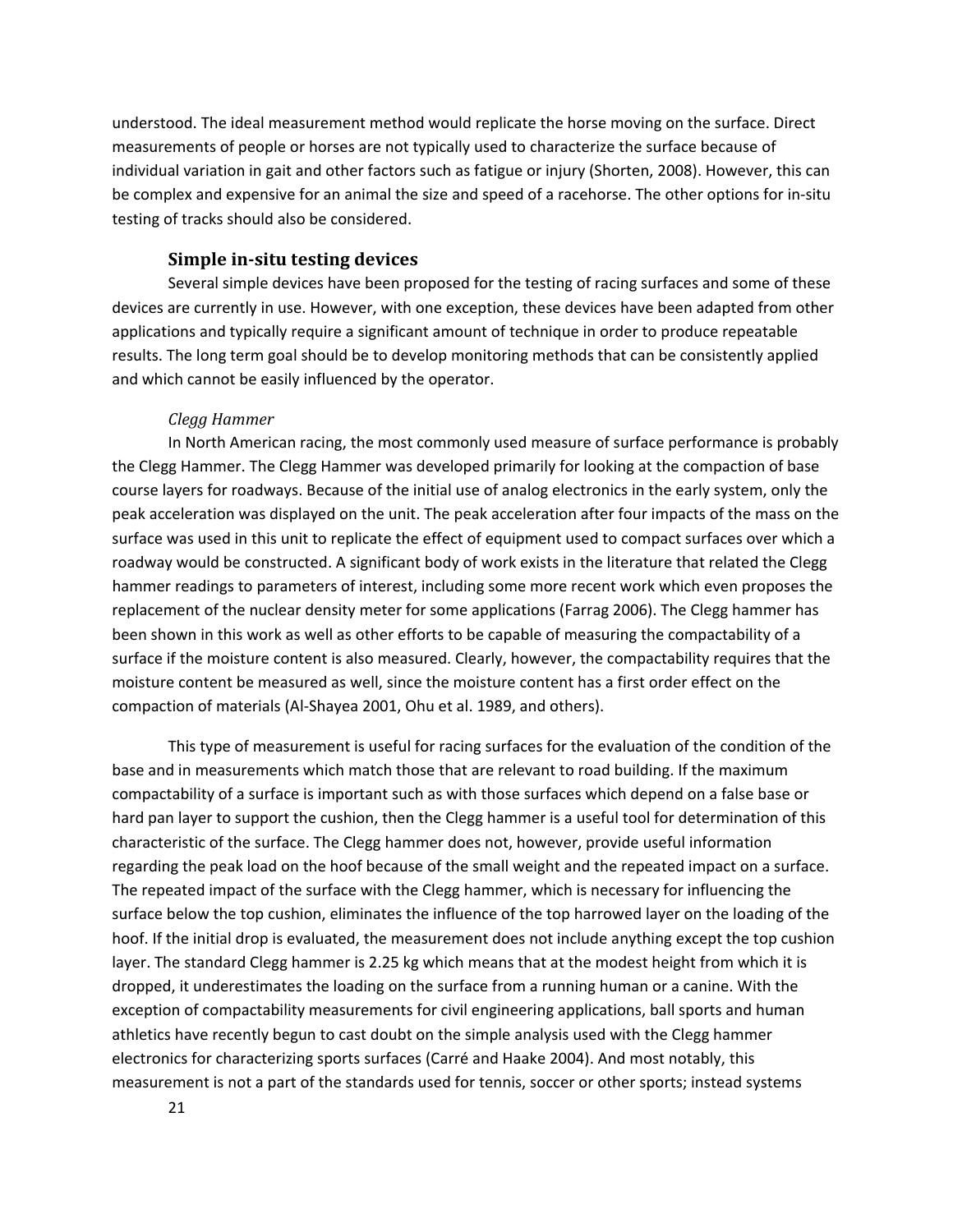understood. The ideal measurement method would replicate the horse moving on the surface. Direct measurements of people or horses are not typically used to characterize the surface because of individual variation in gait and other factors such as fatigue or injury (Shorten, 2008). However, this can be complex and expensive for an animal the size and speed of a racehorse. The other options for in-situ testing of tracks should also be considered.

### Simple in-situ testing devices

Several simple devices have been proposed for the testing of racing surfaces and some of these devices are currently in use. However, with one exception, these devices have been adapted from other applications and typically require a significant amount of technique in order to produce repeatable results. The long term goal should be to develop monitoring methods that can be consistently applied and which cannot be easily influenced by the operator.

#### *Clegg Hammer*

In North American racing, the most commonly used measure of surface performance is probably the Clegg Hammer. The Clegg Hammer was developed primarily for looking at the compaction of base course layers for roadways. Because of the initial use of analog electronics in the early system, only the peak acceleration was displayed on the unit. The peak acceleration after four impacts of the mass on the surface was used in this unit to replicate the effect of equipment used to compact surfaces over which a roadway would be constructed. A significant body of work exists in the literature that related the Clegg hammer readings to parameters of interest, including some more recent work which even proposes the replacement of the nuclear density meter for some applications (Farrag 2006). The Clegg hammer has been shown in this work as well as other efforts to be capable of measuring the compactability of a surface if the moisture content is also measured. Clearly, however, the compactability requires that the moisture content be measured as well, since the moisture content has a first order effect on the compaction of materials (Al-Shayea 2001, Ohu et al. 1989, and others).

This type of measurement is useful for racing surfaces for the evaluation of the condition of the base and in measurements which match those that are relevant to road building. If the maximum compactability of a surface is important such as with those surfaces which depend on a false base or hard pan layer to support the cushion, then the Clegg hammer is a useful tool for determination of this characteristic of the surface. The Clegg hammer does not, however, provide useful information regarding the peak load on the hoof because of the small weight and the repeated impact on a surface. The repeated impact of the surface with the Clegg hammer, which is necessary for influencing the surface below the top cushion, eliminates the influence of the top harrowed layer on the loading of the hoof. If the initial drop is evaluated, the measurement does not include anything except the top cushion layer. The standard Clegg hammer is 2.25 kg which means that at the modest height from which it is dropped, it underestimates the loading on the surface from a running human or a canine. With the exception of compactability measurements for civil engineering applications, ball sports and human athletics have recently begun to cast doubt on the simple analysis used with the Clegg hammer electronics for characterizing sports surfaces (Carré and Haake 2004). And most notably, this measurement is not a part of the standards used for tennis, soccer or other sports; instead systems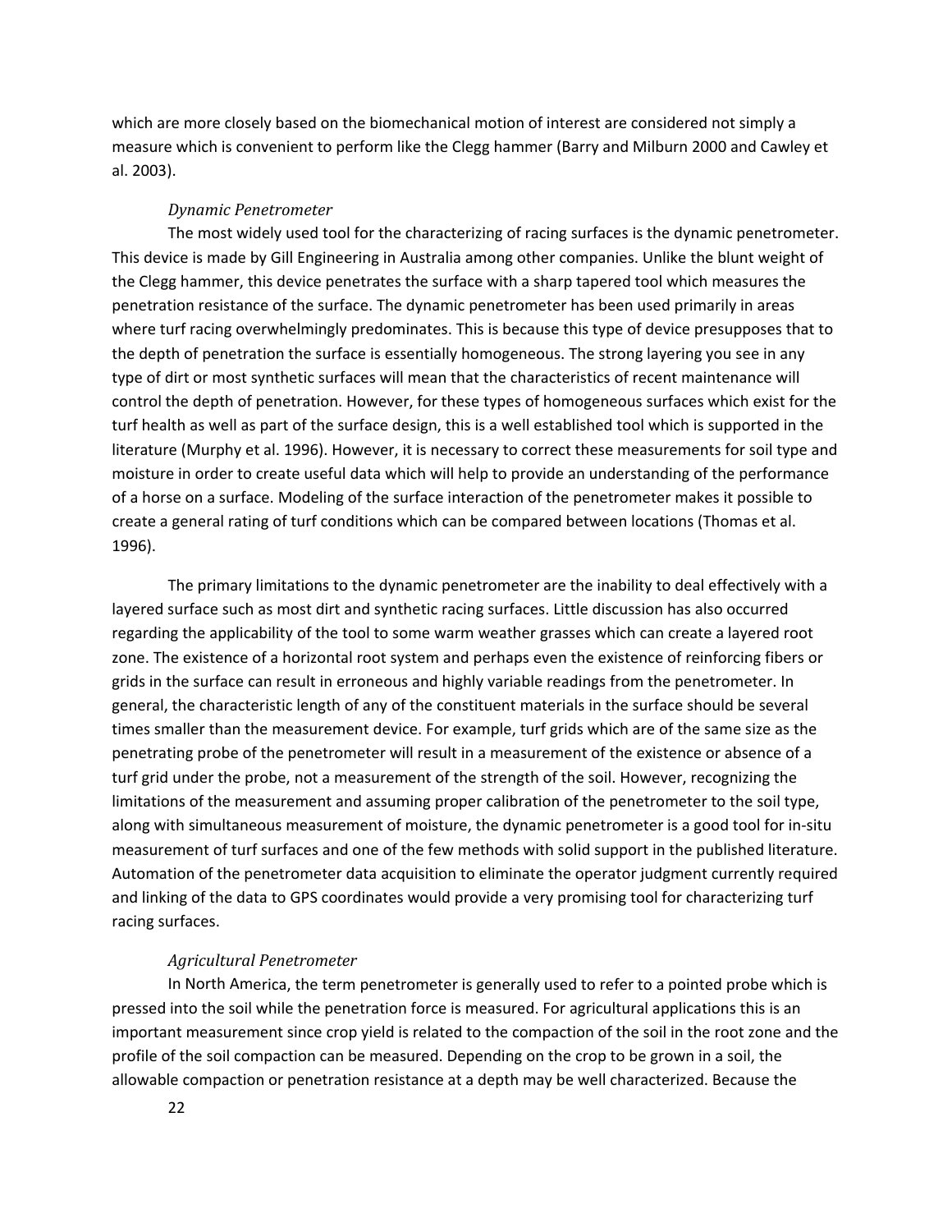which are more closely based on the biomechanical motion of interest are considered not simply a measure which is convenient to perform like the Clegg hammer (Barry and Milburn 2000 and Cawley et al. 2003).

### *Dynamic Penetrometer*

The most widely used tool for the characterizing of racing surfaces is the dynamic penetrometer. This device is made by Gill Engineering in Australia among other companies. Unlike the blunt weight of the Clegg hammer, this device penetrates the surface with a sharp tapered tool which measures the penetration resistance of the surface. The dynamic penetrometer has been used primarily in areas where turf racing overwhelmingly predominates. This is because this type of device presupposes that to the depth of penetration the surface is essentially homogeneous. The strong layering you see in any type of dirt or most synthetic surfaces will mean that the characteristics of recent maintenance will control the depth of penetration. However, for these types of homogeneous surfaces which exist for the turf health as well as part of the surface design, this is a well established tool which is supported in the literature (Murphy et al. 1996). However, it is necessary to correct these measurements for soil type and moisture in order to create useful data which will help to provide an understanding of the performance of a horse on a surface. Modeling of the surface interaction of the penetrometer makes it possible to create a general rating of turf conditions which can be compared between locations (Thomas et al. 1996).

The primary limitations to the dynamic penetrometer are the inability to deal effectively with a layered surface such as most dirt and synthetic racing surfaces. Little discussion has also occurred regarding the applicability of the tool to some warm weather grasses which can create a layered root zone. The existence of a horizontal root system and perhaps even the existence of reinforcing fibers or grids in the surface can result in erroneous and highly variable readings from the penetrometer. In general, the characteristic length of any of the constituent materials in the surface should be several times smaller than the measurement device. For example, turf grids which are of the same size as the penetrating probe of the penetrometer will result in a measurement of the existence or absence of a turf grid under the probe, not a measurement of the strength of the soil. However, recognizing the limitations of the measurement and assuming proper calibration of the penetrometer to the soil type, along with simultaneous measurement of moisture, the dynamic penetrometer is a good tool for in-situ measurement of turf surfaces and one of the few methods with solid support in the published literature. Automation of the penetrometer data acquisition to eliminate the operator judgment currently required and linking of the data to GPS coordinates would provide a very promising tool for characterizing turf racing surfaces.

### *Agricultural Penetrometer*

In North America, the term penetrometer is generally used to refer to a pointed probe which is pressed into the soil while the penetration force is measured. For agricultural applications this is an important measurement since crop yield is related to the compaction of the soil in the root zone and the profile of the soil compaction can be measured. Depending on the crop to be grown in a soil, the allowable compaction or penetration resistance at a depth may be well characterized. Because the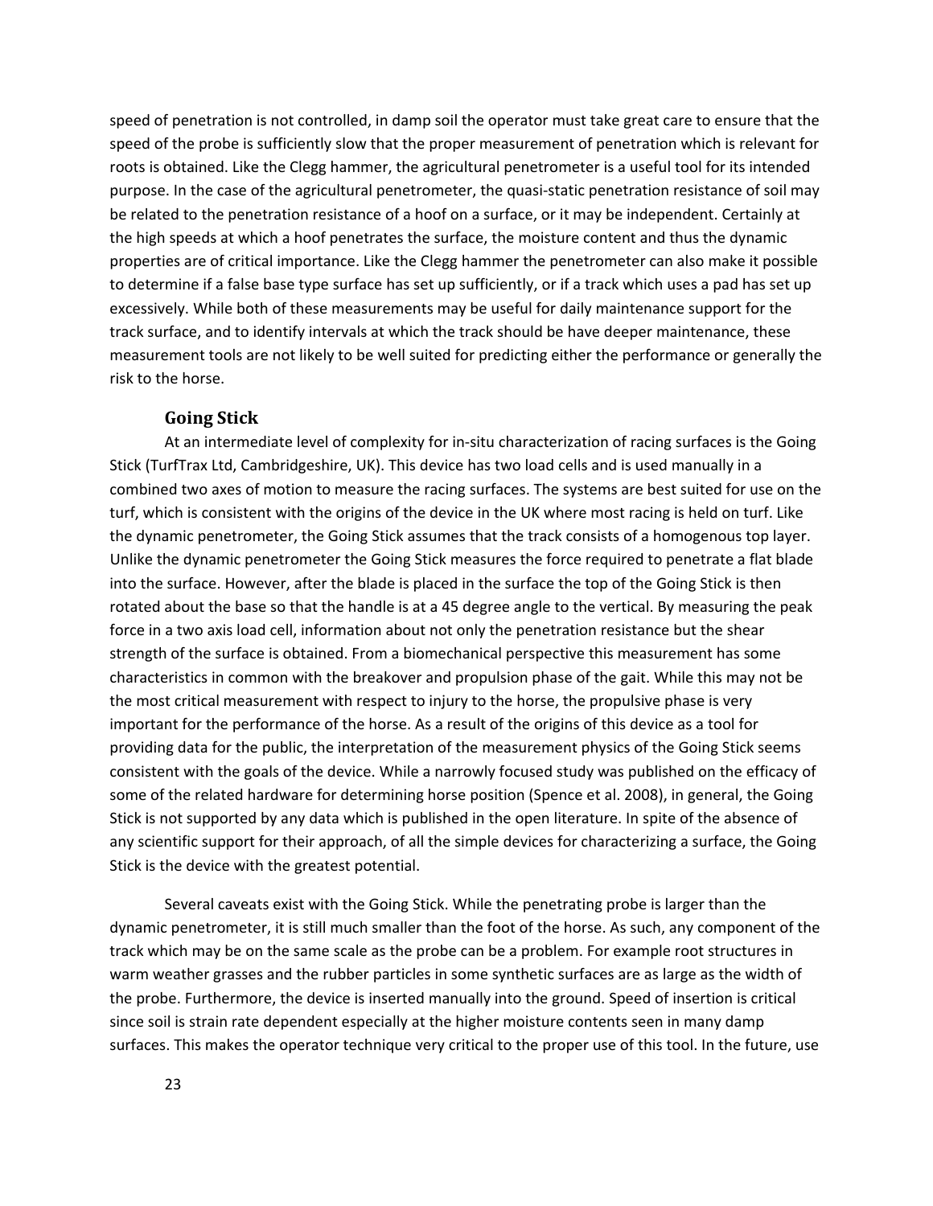speed of penetration is not controlled, in damp soil the operator must take great care to ensure that the speed of the probe is sufficiently slow that the proper measurement of penetration which is relevant for roots is obtained. Like the Clegg hammer, the agricultural penetrometer is a useful tool for its intended purpose. In the case of the agricultural penetrometer, the quasi-static penetration resistance of soil may be related to the penetration resistance of a hoof on a surface, or it may be independent. Certainly at the high speeds at which a hoof penetrates the surface, the moisture content and thus the dynamic properties are of critical importance. Like the Clegg hammer the penetrometer can also make it possible to determine if a false base type surface has set up sufficiently, or if a track which uses a pad has set up excessively. While both of these measurements may be useful for daily maintenance support for the track surface, and to identify intervals at which the track should be have deeper maintenance, these measurement tools are not likely to be well suited for predicting either the performance or generally the risk to the horse.

### Going Stick

At an intermediate level of complexity for in-situ characterization of racing surfaces is the Going Stick (TurfTrax Ltd, Cambridgeshire, UK). This device has two load cells and is used manually in a combined two axes of motion to measure the racing surfaces. The systems are best suited for use on the turf, which is consistent with the origins of the device in the UK where most racing is held on turf. Like the dynamic penetrometer, the Going Stick assumes that the track consists of a homogenous top layer. Unlike the dynamic penetrometer the Going Stick measures the force required to penetrate a flat blade into the surface. However, after the blade is placed in the surface the top of the Going Stick is then rotated about the base so that the handle is at a 45 degree angle to the vertical. By measuring the peak force in a two axis load cell, information about not only the penetration resistance but the shear strength of the surface is obtained. From a biomechanical perspective this measurement has some characteristics in common with the breakover and propulsion phase of the gait. While this may not be the most critical measurement with respect to injury to the horse, the propulsive phase is very important for the performance of the horse. As a result of the origins of this device as a tool for providing data for the public, the interpretation of the measurement physics of the Going Stick seems consistent with the goals of the device. While a narrowly focused study was published on the efficacy of some of the related hardware for determining horse position (Spence et al. 2008), in general, the Going Stick is not supported by any data which is published in the open literature. In spite of the absence of any scientific support for their approach, of all the simple devices for characterizing a surface, the Going Stick is the device with the greatest potential.

Several caveats exist with the Going Stick. While the penetrating probe is larger than the dynamic penetrometer, it is still much smaller than the foot of the horse. As such, any component of the track which may be on the same scale as the probe can be a problem. For example root structures in warm weather grasses and the rubber particles in some synthetic surfaces are as large as the width of the probe. Furthermore, the device is inserted manually into the ground. Speed of insertion is critical since soil is strain rate dependent especially at the higher moisture contents seen in many damp surfaces. This makes the operator technique very critical to the proper use of this tool. In the future, use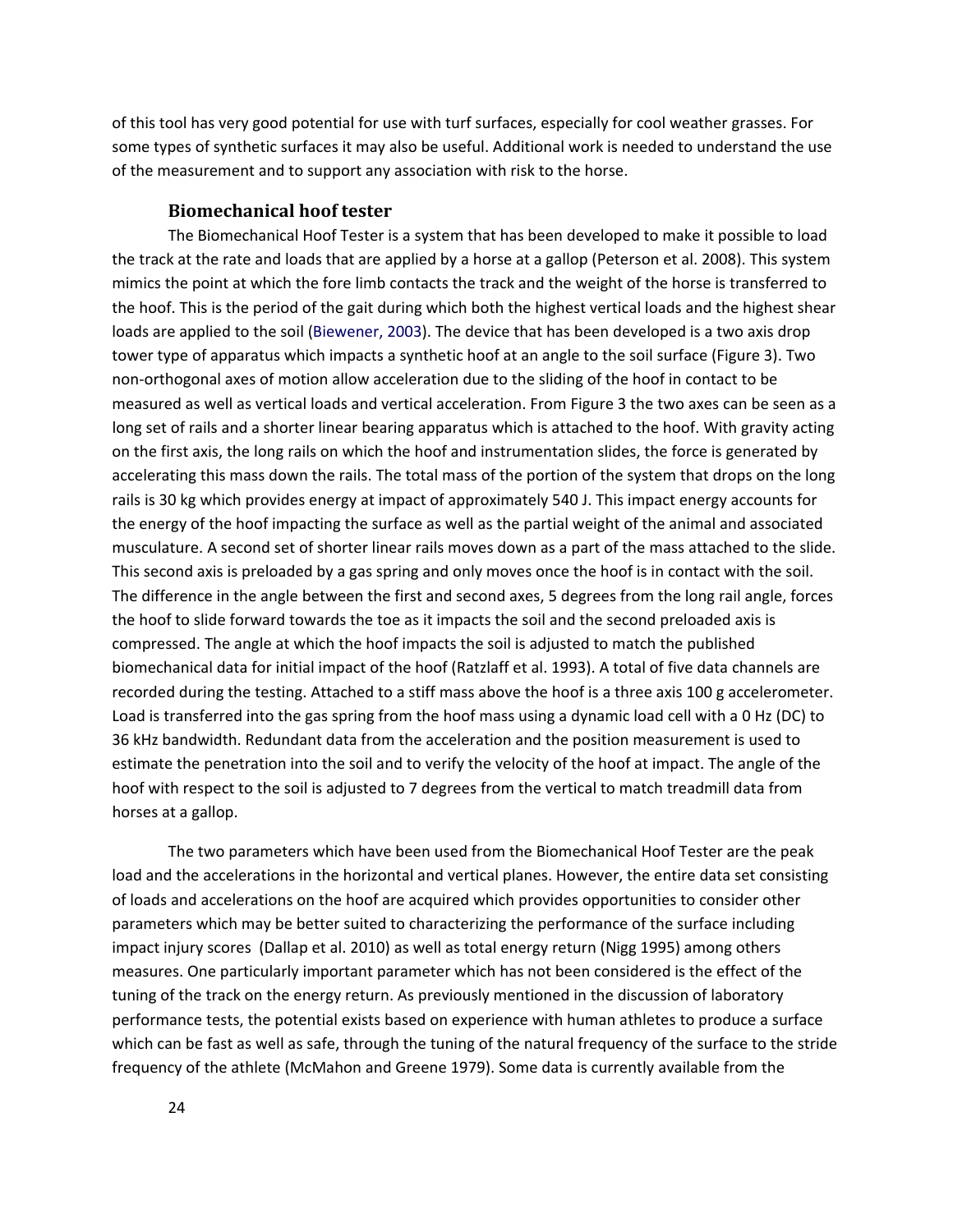of this tool has very good potential for use with turf surfaces, especially for cool weather grasses. For some types of synthetic surfaces it may also be useful. Additional work is needed to understand the use of the measurement and to support any association with risk to the horse.

### Biomechanical hoof tester

The Biomechanical Hoof Tester is a system that has been developed to make it possible to load the track at the rate and loads that are applied by a horse at a gallop (Peterson et al. 2008). This system mimics the point at which the fore limb contacts the track and the weight of the horse is transferred to the hoof. This is the period of the gait during which both the highest vertical loads and the highest shear loads are applied to the soil (Biewener, 2003). The device that has been developed is a two axis drop tower type of apparatus which impacts a synthetic hoof at an angle to the soil surface (Figure 3). Two non-orthogonal axes of motion allow acceleration due to the sliding of the hoof in contact to be measured as well as vertical loads and vertical acceleration. From Figure 3 the two axes can be seen as a long set of rails and a shorter linear bearing apparatus which is attached to the hoof. With gravity acting on the first axis, the long rails on which the hoof and instrumentation slides, the force is generated by accelerating this mass down the rails. The total mass of the portion of the system that drops on the long rails is 30 kg which provides energy at impact of approximately 540 J. This impact energy accounts for the energy of the hoof impacting the surface as well as the partial weight of the animal and associated musculature. A second set of shorter linear rails moves down as a part of the mass attached to the slide. This second axis is preloaded by a gas spring and only moves once the hoof is in contact with the soil. The difference in the angle between the first and second axes, 5 degrees from the long rail angle, forces the hoof to slide forward towards the toe as it impacts the soil and the second preloaded axis is compressed. The angle at which the hoof impacts the soil is adjusted to match the published biomechanical data for initial impact of the hoof (Ratzlaff et al. 1993). A total of five data channels are recorded during the testing. Attached to a stiff mass above the hoof is a three axis 100 g accelerometer. Load is transferred into the gas spring from the hoof mass using a dynamic load cell with a 0 Hz (DC) to 36 kHz bandwidth. Redundant data from the acceleration and the position measurement is used to estimate the penetration into the soil and to verify the velocity of the hoof at impact. The angle of the hoof with respect to the soil is adjusted to 7 degrees from the vertical to match treadmill data from horses at a gallop.

The two parameters which have been used from the Biomechanical Hoof Tester are the peak load and the accelerations in the horizontal and vertical planes. However, the entire data set consisting of loads and accelerations on the hoof are acquired which provides opportunities to consider other parameters which may be better suited to characterizing the performance of the surface including impact injury scores (Dallap et al. 2010) as well as total energy return (Nigg 1995) among others measures. One particularly important parameter which has not been considered is the effect of the tuning of the track on the energy return. As previously mentioned in the discussion of laboratory performance tests, the potential exists based on experience with human athletes to produce a surface which can be fast as well as safe, through the tuning of the natural frequency of the surface to the stride frequency of the athlete (McMahon and Greene 1979). Some data is currently available from the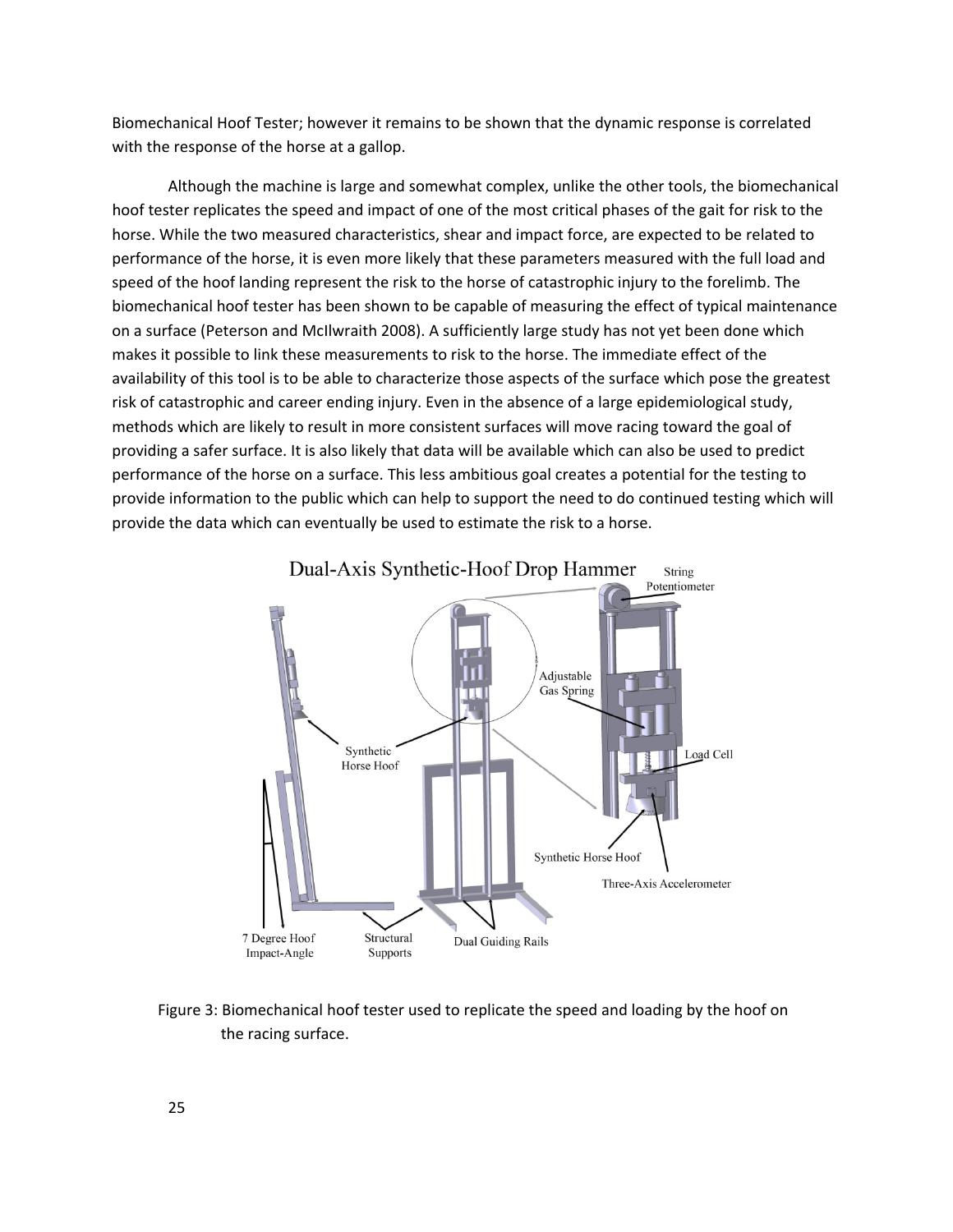Biomechanical Hoof Tester; however it remains to be shown that the dynamic response is correlated with the response of the horse at a gallop.

Although the machine is large and somewhat complex, unlike the other tools, the biomechanical hoof tester replicates the speed and impact of one of the most critical phases of the gait for risk to the horse. While the two measured characteristics, shear and impact force, are expected to be related to performance of the horse, it is even more likely that these parameters measured with the full load and speed of the hoof landing represent the risk to the horse of catastrophic injury to the forelimb. The biomechanical hoof tester has been shown to be capable of measuring the effect of typical maintenance on a surface (Peterson and McIlwraith 2008). A sufficiently large study has not yet been done which makes it possible to link these measurements to risk to the horse. The immediate effect of the availability of this tool is to be able to characterize those aspects of the surface which pose the greatest risk of catastrophic and career ending injury. Even in the absence of a large epidemiological study, methods which are likely to result in more consistent surfaces will move racing toward the goal of providing a safer surface. It is also likely that data will be available which can also be used to predict performance of the horse on a surface. This less ambitious goal creates a potential for the testing to provide information to the public which can help to support the need to do continued testing which will provide the data which can eventually be used to estimate the risk to a horse.

Figure 3: Biomechanical hoof tester used to replicate the speed and loading by the hoof on the racing surface.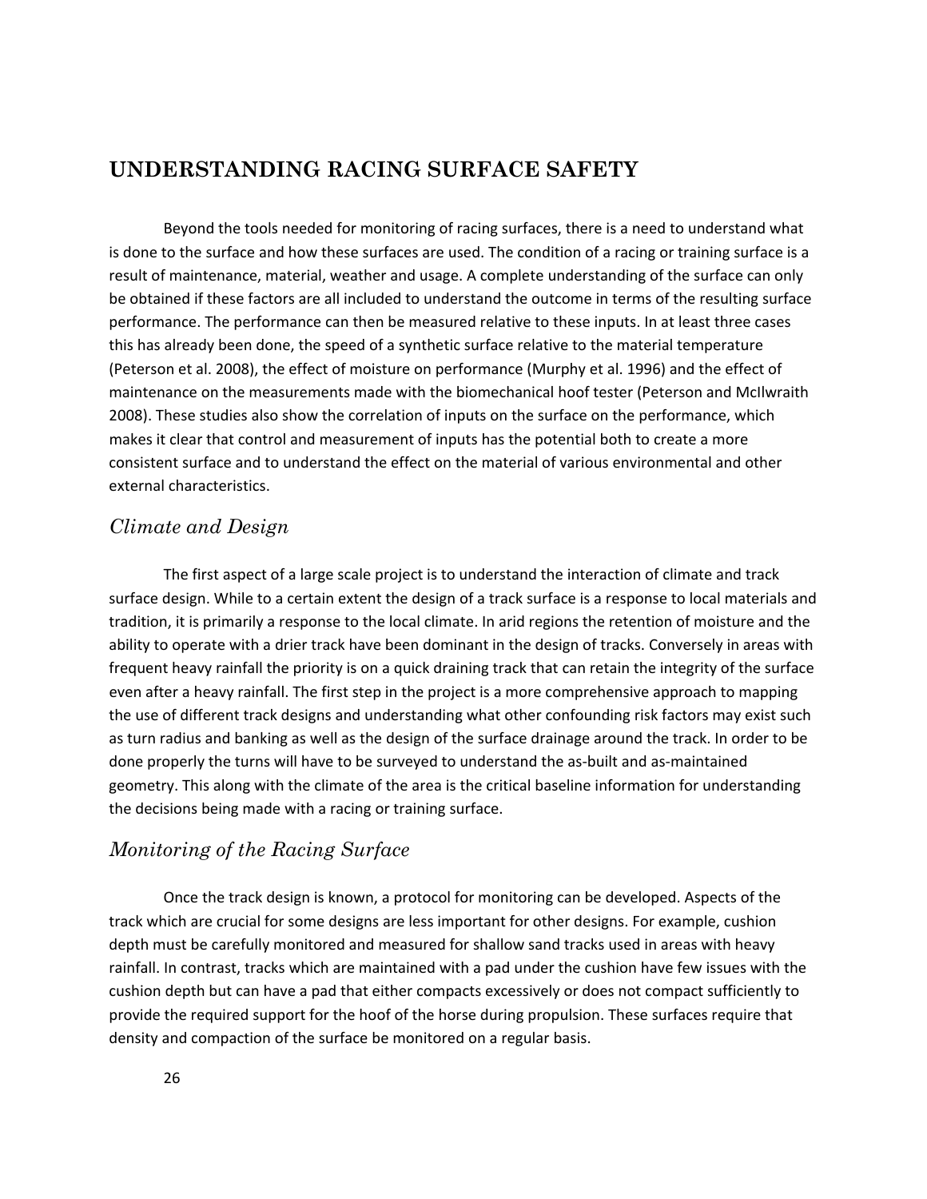## UNDERSTANDING RACING SURFACE SAFETY

Beyond the tools needed for monitoring of racing surfaces, there is a need to understand what is done to the surface and how these surfaces are used. The condition of a racing or training surface is a result of maintenance, material, weather and usage. A complete understanding of the surface can only be obtained if these factors are all included to understand the outcome in terms of the resulting surface performance. The performance can then be measured relative to these inputs. In at least three cases this has already been done, the speed of a synthetic surface relative to the material temperature (Peterson et al. 2008), the effect of moisture on performance (Murphy et al. 1996) and the effect of maintenance on the measurements made with the biomechanical hoof tester (Peterson and McIlwraith 2008). These studies also show the correlation of inputs on the surface on the performance, which makes it clear that control and measurement of inputs has the potential both to create a more consistent surface and to understand the effect on the material of various environmental and other external characteristics.

### *Climate and Design*

The first aspect of a large scale project is to understand the interaction of climate and track surface design. While to a certain extent the design of a track surface is a response to local materials and tradition, it is primarily a response to the local climate. In arid regions the retention of moisture and the ability to operate with a drier track have been dominant in the design of tracks. Conversely in areas with frequent heavy rainfall the priority is on a quick draining track that can retain the integrity of the surface even after a heavy rainfall. The first step in the project is a more comprehensive approach to mapping the use of different track designs and understanding what other confounding risk factors may exist such as turn radius and banking as well as the design of the surface drainage around the track. In order to be done properly the turns will have to be surveyed to understand the as-built and as-maintained geometry. This along with the climate of the area is the critical baseline information for understanding the decisions being made with a racing or training surface.

### *Monitoring of the Racing Surface*

Once the track design is known, a protocol for monitoring can be developed. Aspects of the track which are crucial for some designs are less important for other designs. For example, cushion depth must be carefully monitored and measured for shallow sand tracks used in areas with heavy rainfall. In contrast, tracks which are maintained with a pad under the cushion have few issues with the cushion depth but can have a pad that either compacts excessively or does not compact sufficiently to provide the required support for the hoof of the horse during propulsion. These surfaces require that density and compaction of the surface be monitored on a regular basis.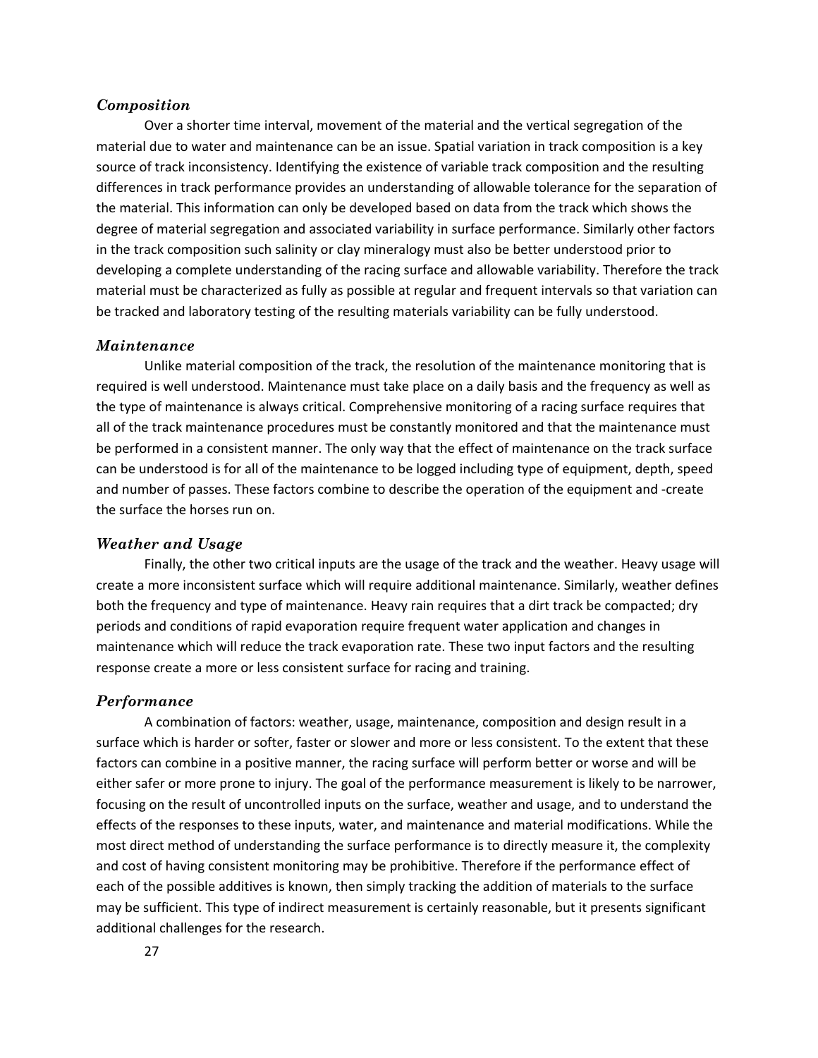### *Composition*

Over a shorter time interval, movement of the material and the vertical segregation of the material due to water and maintenance can be an issue. Spatial variation in track composition is a key source of track inconsistency. Identifying the existence of variable track composition and the resulting differences in track performance provides an understanding of allowable tolerance for the separation of the material. This information can only be developed based on data from the track which shows the degree of material segregation and associated variability in surface performance. Similarly other factors in the track composition such salinity or clay mineralogy must also be better understood prior to developing a complete understanding of the racing surface and allowable variability. Therefore the track material must be characterized as fully as possible at regular and frequent intervals so that variation can be tracked and laboratory testing of the resulting materials variability can be fully understood.

### *Maintenance*

Unlike material composition of the track, the resolution of the maintenance monitoring that is required is well understood. Maintenance must take place on a daily basis and the frequency as well as the type of maintenance is always critical. Comprehensive monitoring of a racing surface requires that all of the track maintenance procedures must be constantly monitored and that the maintenance must be performed in a consistent manner. The only way that the effect of maintenance on the track surface can be understood is for all of the maintenance to be logged including type of equipment, depth, speed and number of passes. These factors combine to describe the operation of the equipment and -create the surface the horses run on.

### *Weather and Usage*

Finally, the other two critical inputs are the usage of the track and the weather. Heavy usage will create a more inconsistent surface which will require additional maintenance. Similarly, weather defines both the frequency and type of maintenance. Heavy rain requires that a dirt track be compacted; dry periods and conditions of rapid evaporation require frequent water application and changes in maintenance which will reduce the track evaporation rate. These two input factors and the resulting response create a more or less consistent surface for racing and training.

### *Performance*

A combination of factors: weather, usage, maintenance, composition and design result in a surface which is harder or softer, faster or slower and more or less consistent. To the extent that these factors can combine in a positive manner, the racing surface will perform better or worse and will be either safer or more prone to injury. The goal of the performance measurement is likely to be narrower, focusing on the result of uncontrolled inputs on the surface, weather and usage, and to understand the effects of the responses to these inputs, water, and maintenance and material modifications. While the most direct method of understanding the surface performance is to directly measure it, the complexity and cost of having consistent monitoring may be prohibitive. Therefore if the performance effect of each of the possible additives is known, then simply tracking the addition of materials to the surface may be sufficient. This type of indirect measurement is certainly reasonable, but it presents significant additional challenges for the research.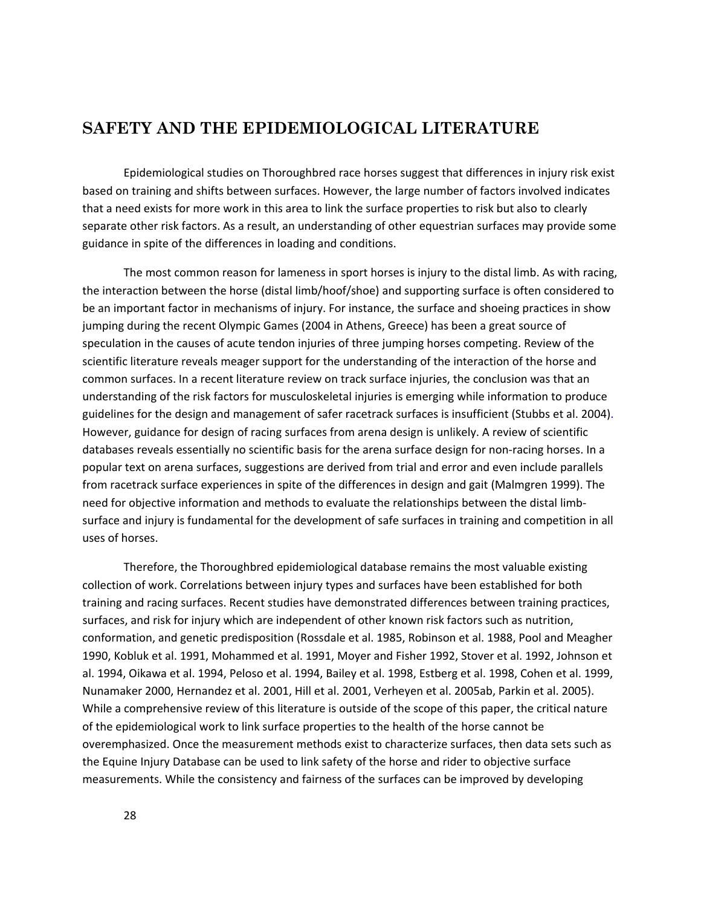## SAFETY AND THE EPIDEMIOLOGICAL LITERATURE

Epidemiological studies on Thoroughbred race horses suggest that differences in injury risk exist based on training and shifts between surfaces. However, the large number of factors involved indicates that a need exists for more work in this area to link the surface properties to risk but also to clearly separate other risk factors. As a result, an understanding of other equestrian surfaces may provide some guidance in spite of the differences in loading and conditions.

The most common reason for lameness in sport horses is injury to the distal limb. As with racing, the interaction between the horse (distal limb/hoof/shoe) and supporting surface is often considered to be an important factor in mechanisms of injury. For instance, the surface and shoeing practices in show jumping during the recent Olympic Games (2004 in Athens, Greece) has been a great source of speculation in the causes of acute tendon injuries of three jumping horses competing. Review of the scientific literature reveals meager support for the understanding of the interaction of the horse and common surfaces. In a recent literature review on track surface injuries, the conclusion was that an understanding of the risk factors for musculoskeletal injuries is emerging while information to produce guidelines for the design and management of safer racetrack surfaces is insufficient (Stubbs et al. 2004). However, guidance for design of racing surfaces from arena design is unlikely. A review of scientific databases reveals essentially no scientific basis for the arena surface design for non-racing horses. In a popular text on arena surfaces, suggestions are derived from trial and error and even include parallels from racetrack surface experiences in spite of the differences in design and gait (Malmgren 1999). The need for objective information and methods to evaluate the relationships between the distal limb-surface and injury is fundamental for the development of safe surfaces in training and competition in all uses of horses.

Therefore, the Thoroughbred epidemiological database remains the most valuable existing collection of work. Correlations between injury types and surfaces have been established for both training and racing surfaces. Recent studies have demonstrated differences between training practices, surfaces, and risk for injury which are independent of other known risk factors such as nutrition, conformation, and genetic predisposition (Rossdale et al. 1985, Robinson et al. 1988, Pool and Meagher 1990, Kobluk et al. 1991, Mohammed et al. 1991, Moyer and Fisher 1992, Stover et al. 1992, Johnson et al. 1994, Oikawa et al. 1994, Peloso et al. 1994, Bailey et al. 1998, Estberg et al. 1998, Cohen et al. 1999, Nunamaker 2000, Hernandez et al. 2001, Hill et al. 2001, Verheyen et al. 2005ab, Parkin et al. 2005). While a comprehensive review of this literature is outside of the scope of this paper, the critical nature of the epidemiological work to link surface properties to the health of the horse cannot be overemphasized. Once the measurement methods exist to characterize surfaces, then data sets such as the Equine Injury Database can be used to link safety of the horse and rider to objective surface measurements. While the consistency and fairness of the surfaces can be improved by developing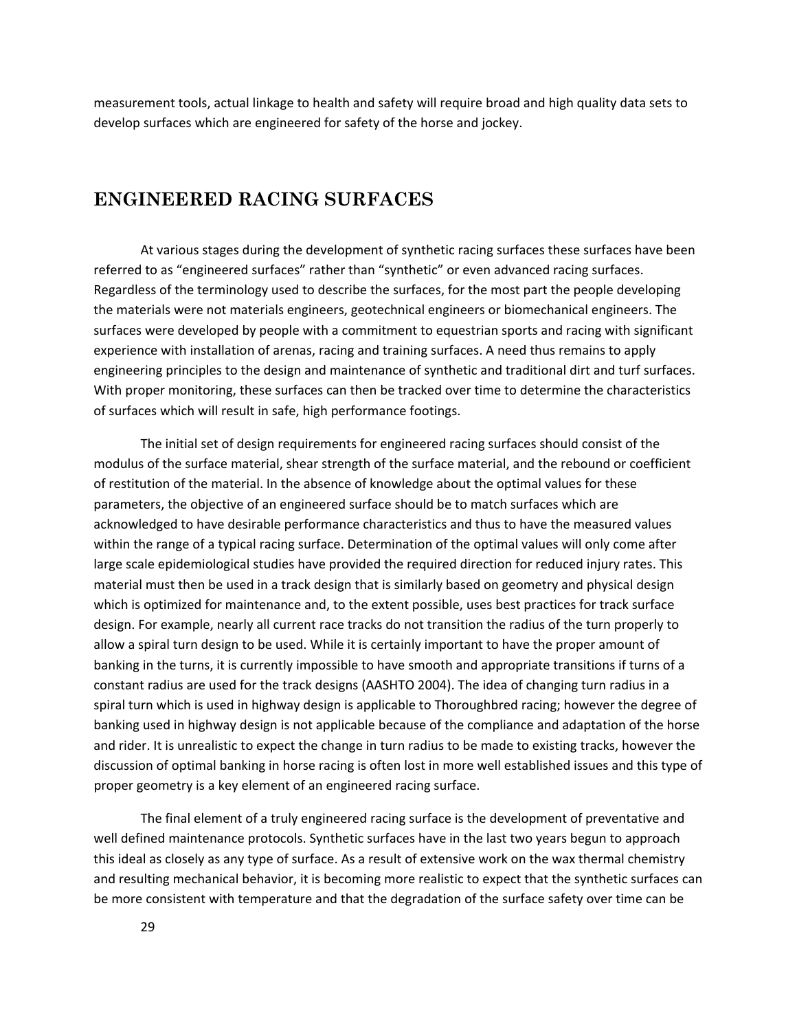measurement tools, actual linkage to health and safety will require broad and high quality data sets to develop surfaces which are engineered for safety of the horse and jockey.

## ENGINEERED RACING SURFACES

At various stages during the development of synthetic racing surfaces these surfaces have been referred to as "engineered surfaces" rather than "synthetic" or even advanced racing surfaces. Regardless of the terminology used to describe the surfaces, for the most part the people developing the materials were not materials engineers, geotechnical engineers or biomechanical engineers. The surfaces were developed by people with a commitment to equestrian sports and racing with significant experience with installation of arenas, racing and training surfaces. A need thus remains to apply engineering principles to the design and maintenance of synthetic and traditional dirt and turf surfaces. With proper monitoring, these surfaces can then be tracked over time to determine the characteristics of surfaces which will result in safe, high performance footings.

The initial set of design requirements for engineered racing surfaces should consist of the modulus of the surface material, shear strength of the surface material, and the rebound or coefficient of restitution of the material. In the absence of knowledge about the optimal values for these parameters, the objective of an engineered surface should be to match surfaces which are acknowledged to have desirable performance characteristics and thus to have the measured values within the range of a typical racing surface. Determination of the optimal values will only come after large scale epidemiological studies have provided the required direction for reduced injury rates. This material must then be used in a track design that is similarly based on geometry and physical design which is optimized for maintenance and, to the extent possible, uses best practices for track surface design. For example, nearly all current race tracks do not transition the radius of the turn properly to allow a spiral turn design to be used. While it is certainly important to have the proper amount of banking in the turns, it is currently impossible to have smooth and appropriate transitions if turns of a constant radius are used for the track designs (AASHTO 2004). The idea of changing turn radius in a spiral turn which is used in highway design is applicable to Thoroughbred racing; however the degree of banking used in highway design is not applicable because of the compliance and adaptation of the horse and rider. It is unrealistic to expect the change in turn radius to be made to existing tracks, however the discussion of optimal banking in horse racing is often lost in more well established issues and this type of proper geometry is a key element of an engineered racing surface.

The final element of a truly engineered racing surface is the development of preventative and well defined maintenance protocols. Synthetic surfaces have in the last two years begun to approach this ideal as closely as any type of surface. As a result of extensive work on the wax thermal chemistry and resulting mechanical behavior, it is becoming more realistic to expect that the synthetic surfaces can be more consistent with temperature and that the degradation of the surface safety over time can be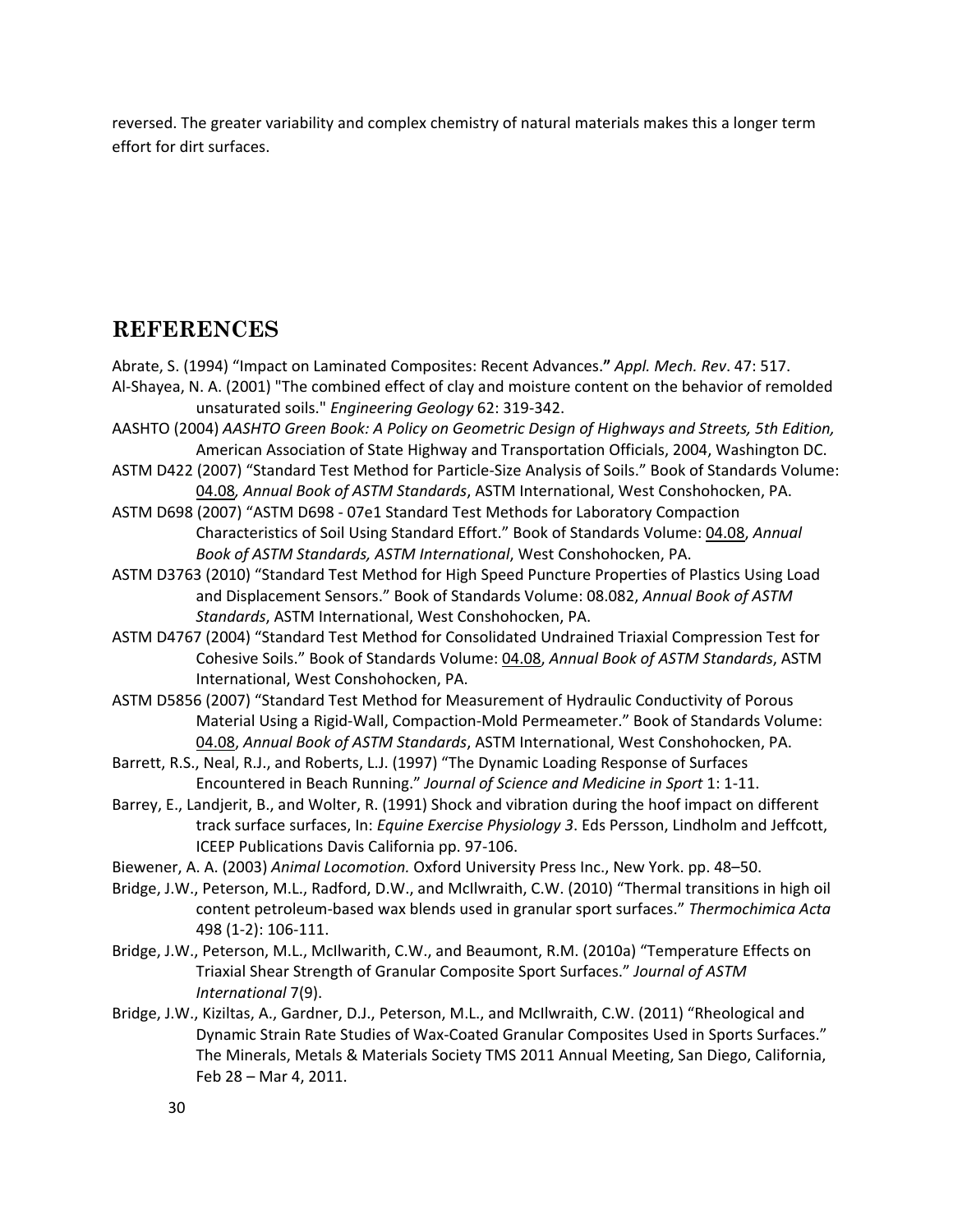reversed. The greater variability and complex chemistry of natural materials makes this a longer term effort for dirt surfaces.

## REFERENCES

Abrate, S. (1994) "Impact on Laminated Composites: Recent Advances." *Appl. Mech. Rev*. 47: 517.

Al-Shayea, N. A. (2001) "The combined effect of clay and moisture content on the behavior of remolded unsaturated soils." *Engineering Geology* 62: 319-342.

AASHTO (2004) *AASHTO Green Book: A Policy on Geometric Design of Highways and Streets, 5th Edition,* American Association of State Highway and Transportation Officials, 2004, Washington DC.

ASTM D422 (2007) "Standard Test Method for Particle-Size Analysis of Soils." Book of Standards Volume: 04.08*, Annual Book of ASTM Standards*, ASTM International, West Conshohocken, PA.

ASTM D698 (2007) "ASTM D698 - 07e1 Standard Test Methods for Laboratory Compaction Characteristics of Soil Using Standard Effort." Book of Standards Volume: 04.08, *Annual Book of ASTM Standards, ASTM International*, West Conshohocken, PA.

ASTM D3763 (2010) "Standard Test Method for High Speed Puncture Properties of Plastics Using Load and Displacement Sensors." Book of Standards Volume: 08.082, *Annual Book of ASTM Standards*, ASTM International, West Conshohocken, PA.

ASTM D4767 (2004) "Standard Test Method for Consolidated Undrained Triaxial Compression Test for Cohesive Soils." Book of Standards Volume: 04.08*, Annual Book of ASTM Standards*, ASTM International, West Conshohocken, PA.

ASTM D5856 (2007) "Standard Test Method for Measurement of Hydraulic Conductivity of Porous Material Using a Rigid-Wall, Compaction-Mold Permeameter." Book of Standards Volume: 04.08, *Annual Book of ASTM Standards*, ASTM International, West Conshohocken, PA.

Barrett, R.S., Neal, R.J., and Roberts, L.J. (1997) "The Dynamic Loading Response of Surfaces Encountered in Beach Running." *Journal of Science and Medicine in Sport* 1: 1-11.

Barrey, E., Landjerit, B., and Wolter, R. (1991) Shock and vibration during the hoof impact on different track surface surfaces, In: *Equine Exercise Physiology 3*. Eds Persson, Lindholm and Jeffcott, ICEEP Publications Davis California pp. 97-106.

Biewener, A. A. (2003) *Animal Locomotion.* Oxford University Press Inc., New York. pp. 48–50.

Bridge, J.W., Peterson, M.L., Radford, D.W., and McIlwraith, C.W. (2010) "Thermal transitions in high oil content petroleum-based wax blends used in granular sport surfaces." *Thermochimica Acta* 498 (1-2): 106-111.

Bridge, J.W., Peterson, M.L., McIlwarith, C.W., and Beaumont, R.M. (2010a) "Temperature Effects on Triaxial Shear Strength of Granular Composite Sport Surfaces." *Journal of ASTM International* 7(9).

Bridge, J.W., Kiziltas, A., Gardner, D.J., Peterson, M.L., and McIlwraith, C.W. (2011) "Rheological and Dynamic Strain Rate Studies of Wax-Coated Granular Composites Used in Sports Surfaces." The Minerals, Metals & Materials Society TMS 2011 Annual Meeting, San Diego, California, Feb 28 – Mar 4, 2011.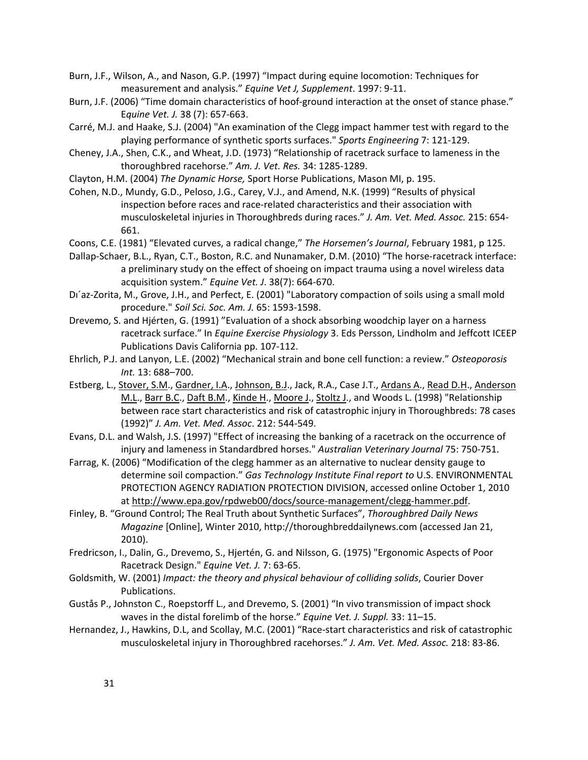Burn, J.F., Wilson, A., and Nason, G.P. (1997) "Impact during equine locomotion: Techniques for measurement and analysis." *Equine Vet J, Supplement*. 1997: 9-11.

Burn, J.F. (2006) "Time domain characteristics of hoof-ground interaction at the onset of stance phase." E*quine Vet. J.* 38 (7): 657-663.

Carré, M.J. and Haake, S.J. (2004) "An examination of the Clegg impact hammer test with regard to the playing performance of synthetic sports surfaces." *Sports Engineering* 7: 121-129.

Cheney, J.A., Shen, C.K., and Wheat, J.D. (1973) "Relationship of racetrack surface to lameness in the thoroughbred racehorse." *Am. J. Vet. Res.* 34: 1285-1289.

Clayton, H.M. (2004) *The Dynamic Horse,* Sport Horse Publications, Mason MI, p. 195.

Cohen, N.D., Mundy, G.D., Peloso, J.G., Carey, V.J., and Amend, N.K. (1999) "Results of physical inspection before races and race-related characteristics and their association with musculoskeletal injuries in Thoroughbreds during races." *J. Am. Vet. Med. Assoc.* 215: 654-661.

Coons, C.E. (1981) "Elevated curves, a radical change," *The Horsemen's Journal*, February 1981, p 125.

Dallap-Schaer, B.L., Ryan, C.T., Boston, R.C. and Nunamaker, D.M. (2010) "The horse-racetrack interface: a preliminary study on the effect of shoeing on impact trauma using a novel wireless data acquisition system." *Equine Vet. J*. 38(7): 664-670.

Dı´az-Zorita, M., Grove, J.H., and Perfect, E. (2001) "Laboratory compaction of soils using a small mold procedure." *Soil Sci. Soc. Am. J.* 65: 1593-1598.

Drevemo, S. and Hjérten, G. (1991) "Evaluation of a shock absorbing woodchip layer on a harness racetrack surface." In *Equine Exercise Physiology* 3. Eds Persson, Lindholm and Jeffcott ICEEP Publications Davis California pp. 107-112.

Ehrlich, P.J. and Lanyon, L.E. (2002) "Mechanical strain and bone cell function: a review." *Osteoporosis Int.* 13: 688–700.

Estberg, L., Stover, S.M., Gardner, I.A., Johnson, B.J., Jack, R.A., Case J.T., Ardans A., Read D.H., Anderson M.L., Barr B.C., Daft B.M., Kinde H., Moore J., Stoltz J., and Woods L. (1998) "Relationship between race start characteristics and risk of catastrophic injury in Thoroughbreds: 78 cases (1992)" *J. Am. Vet. Med. Assoc*. 212: 544-549.

Evans, D.L. and Walsh, J.S. (1997) "Effect of increasing the banking of a racetrack on the occurrence of injury and lameness in Standardbred horses." *Australian Veterinary Journal* 75: 750-751.

Farrag, K. (2006) "Modification of the clegg hammer as an alternative to nuclear density gauge to determine soil compaction." *Gas Technology Institute Final report to* U.S. ENVIRONMENTAL PROTECTION AGENCY RADIATION PROTECTION DIVISION, accessed online October 1, 2010 at http://www.epa.gov/rpdweb00/docs/source-management/clegg-hammer.pdf.

Finley, B. "Ground Control; The Real Truth about Synthetic Surfaces", *Thoroughbred Daily News Magazine* [Online], Winter 2010, http://thoroughbreddailynews.com (accessed Jan 21, 2010).

Fredricson, I., Dalin, G., Drevemo, S., Hjertén, G. and Nilsson, G. (1975) "Ergonomic Aspects of Poor Racetrack Design." *Equine Vet. J.* 7: 63-65.

Goldsmith, W. (2001) *Impact: the theory and physical behaviour of colliding solids*, Courier Dover Publications.

Gustås P., Johnston C., Roepstorff L., and Drevemo, S. (2001) "In vivo transmission of impact shock waves in the distal forelimb of the horse." *Equine Vet. J. Suppl.* 33: 11–15.

Hernandez, J., Hawkins, D.L, and Scollay, M.C. (2001) "Race-start characteristics and risk of catastrophic musculoskeletal injury in Thoroughbred racehorses." *J. Am. Vet. Med. Assoc.* 218: 83-86.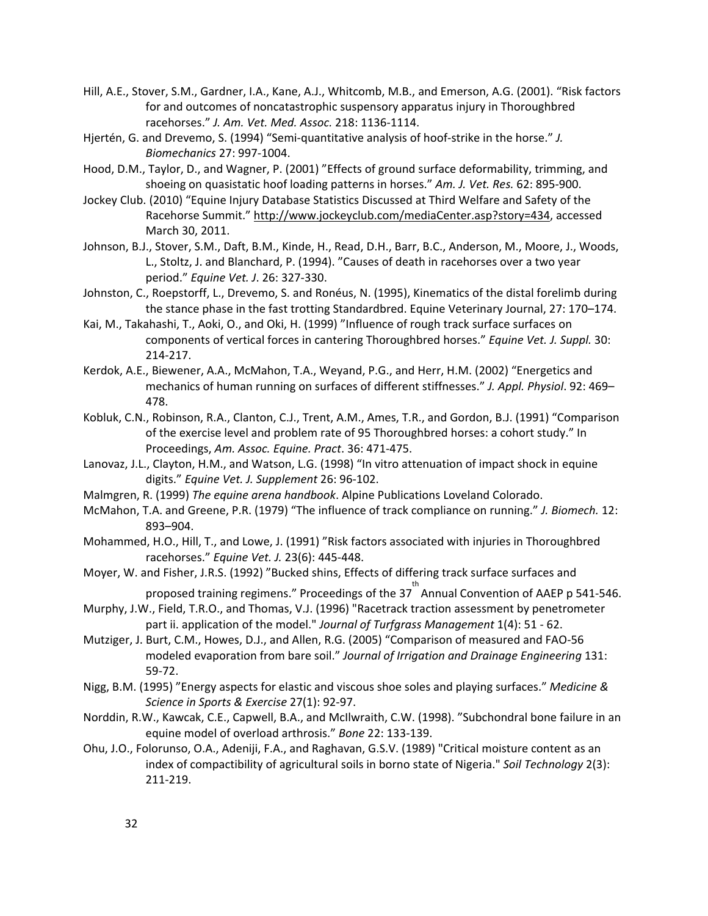Hill, A.E., Stover, S.M., Gardner, I.A., Kane, A.J., Whitcomb, M.B., and Emerson, A.G. (2001). "Risk factors for and outcomes of noncatastrophic suspensory apparatus injury in Thoroughbred racehorses." *J. Am. Vet. Med. Assoc.* 218: 1136-1114.

Hjertén, G. and Drevemo, S. (1994) "Semi-quantitative analysis of hoof-strike in the horse." *J. Biomechanics* 27: 997-1004.

Hood, D.M., Taylor, D., and Wagner, P. (2001) "Effects of ground surface deformability, trimming, and shoeing on quasistatic hoof loading patterns in horses." *Am. J. Vet. Res.* 62: 895-900.

Jockey Club. (2010) "Equine Injury Database Statistics Discussed at Third Welfare and Safety of the Racehorse Summit." http://www.jockeyclub.com/mediaCenter.asp?story=434, accessed March 30, 2011.

Johnson, B.J., Stover, S.M., Daft, B.M., Kinde, H., Read, D.H., Barr, B.C., Anderson, M., Moore, J., Woods, L., Stoltz, J. and Blanchard, P. (1994). "Causes of death in racehorses over a two year period." *Equine Vet. J*. 26: 327-330.

Johnston, C., Roepstorff, L., Drevemo, S. and Ronéus, N. (1995), Kinematics of the distal forelimb during the stance phase in the fast trotting Standardbred. Equine Veterinary Journal, 27: 170–174.

Kai, M., Takahashi, T., Aoki, O., and Oki, H. (1999) "Influence of rough track surface surfaces on components of vertical forces in cantering Thoroughbred horses." *Equine Vet. J. Suppl.* 30: 214-217.

Kerdok, A.E., Biewener, A.A., McMahon, T.A., Weyand, P.G., and Herr, H.M. (2002) "Energetics and mechanics of human running on surfaces of different stiffnesses." *J. Appl. Physiol*. 92: 469–478.

Kobluk, C.N., Robinson, R.A., Clanton, C.J., Trent, A.M., Ames, T.R., and Gordon, B.J. (1991) "Comparison of the exercise level and problem rate of 95 Thoroughbred horses: a cohort study." In Proceedings, *Am. Assoc. Equine. Pract*. 36: 471-475.

Lanovaz, J.L., Clayton, H.M., and Watson, L.G. (1998) "In vitro attenuation of impact shock in equine digits." *Equine Vet. J. Supplement* 26: 96-102.

Malmgren, R. (1999) *The equine arena handbook*. Alpine Publications Loveland Colorado.

McMahon, T.A. and Greene, P.R. (1979) "The influence of track compliance on running." *J. Biomech.* 12: 893–904.

Mohammed, H.O., Hill, T., and Lowe, J. (1991) "Risk factors associated with injuries in Thoroughbred racehorses." *Equine Vet. J.* 23(6): 445-448.

Moyer, W. and Fisher, J.R.S. (1992) "Bucked shins, Effects of differing track surface surfaces and proposed training regimens." Proceedings of the 37th Annual Convention of AAEP p 541-546.

Murphy, J.W., Field, T.R.O., and Thomas, V.J. (1996) "Racetrack traction assessment by penetrometer part ii. application of the model." *Journal of Turfgrass Management* 1(4): 51 - 62.

Mutziger, J. Burt, C.M., Howes, D.J., and Allen, R.G. (2005) "Comparison of measured and FAO-56 modeled evaporation from bare soil." *Journal of Irrigation and Drainage Engineering* 131: 59-72.

Nigg, B.M. (1995) "Energy aspects for elastic and viscous shoe soles and playing surfaces." *Medicine & Science in Sports & Exercise* 27(1): 92-97.

Norddin, R.W., Kawcak, C.E., Capwell, B.A., and McIlwraith, C.W. (1998). "Subchondral bone failure in an equine model of overload arthrosis." *Bone* 22: 133-139.

Ohu, J.O., Folorunso, O.A., Adeniji, F.A., and Raghavan, G.S.V. (1989) "Critical moisture content as an index of compactibility of agricultural soils in borno state of Nigeria." *Soil Technology* 2(3): 211-219.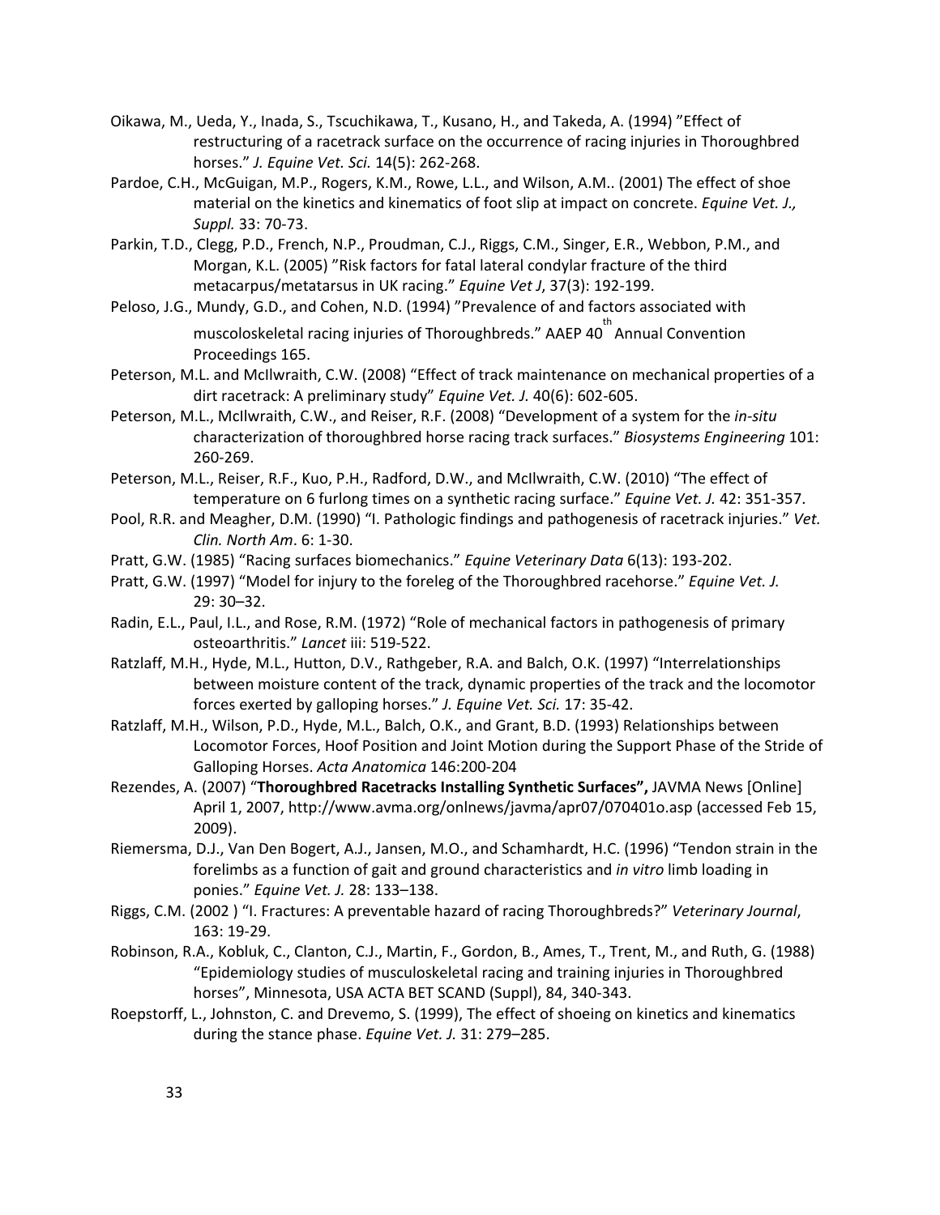Oikawa, M., Ueda, Y., Inada, S., Tscuchikawa, T., Kusano, H., and Takeda, A. (1994) "Effect of restructuring of a racetrack surface on the occurrence of racing injuries in Thoroughbred horses." *J. Equine Vet. Sci.* 14(5): 262-268.

Pardoe, C.H., McGuigan, M.P., Rogers, K.M., Rowe, L.L., and Wilson, A.M.. (2001) The effect of shoe material on the kinetics and kinematics of foot slip at impact on concrete. *Equine Vet. J., Suppl.* 33: 70-73.

Parkin, T.D., Clegg, P.D., French, N.P., Proudman, C.J., Riggs, C.M., Singer, E.R., Webbon, P.M., and Morgan, K.L. (2005) "Risk factors for fatal lateral condylar fracture of the third metacarpus/metatarsus in UK racing." *Equine Vet J*, 37(3): 192-199.

Peloso, J.G., Mundy, G.D., and Cohen, N.D. (1994) "Prevalence of and factors associated with muscoloskeletal racing injuries of Thoroughbreds." AAEP 40th Annual Convention Proceedings 165.

Peterson, M.L. and McIlwraith, C.W. (2008) "Effect of track maintenance on mechanical properties of a dirt racetrack: A preliminary study" *Equine Vet. J.* 40(6): 602-605.

Peterson, M.L., McIlwraith, C.W., and Reiser, R.F. (2008) "Development of a system for the *in-situ* characterization of thoroughbred horse racing track surfaces." *Biosystems Engineering* 101: 260-269.

Peterson, M.L., Reiser, R.F., Kuo, P.H., Radford, D.W., and McIlwraith, C.W. (2010) "The effect of temperature on 6 furlong times on a synthetic racing surface." *Equine Vet. J.* 42: 351-357.

Pool, R.R. and Meagher, D.M. (1990) "I. Pathologic findings and pathogenesis of racetrack injuries." *Vet. Clin. North Am*. 6: 1-30.

Pratt, G.W. (1985) "Racing surfaces biomechanics." *Equine Veterinary Data* 6(13): 193-202.

Pratt, G.W. (1997) "Model for injury to the foreleg of the Thoroughbred racehorse." *Equine Vet. J.* 29: 30–32.

Radin, E.L., Paul, I.L., and Rose, R.M. (1972) "Role of mechanical factors in pathogenesis of primary osteoarthritis." *Lancet* iii: 519-522.

Ratzlaff, M.H., Hyde, M.L., Hutton, D.V., Rathgeber, R.A. and Balch, O.K. (1997) "Interrelationships between moisture content of the track, dynamic properties of the track and the locomotor forces exerted by galloping horses." *J. Equine Vet. Sci.* 17: 35-42.

Ratzlaff, M.H., Wilson, P.D., Hyde, M.L., Balch, O.K., and Grant, B.D. (1993) Relationships between Locomotor Forces, Hoof Position and Joint Motion during the Support Phase of the Stride of Galloping Horses. *Acta Anatomica* 146:200-204

Rezendes, A. (2007) "**Thoroughbred Racetracks Installing Synthetic Surfaces",** JAVMA News [Online] April 1, 2007, http://www.avma.org/onlnews/javma/apr07/070401o.asp (accessed Feb 15, 2009).

Riemersma, D.J., Van Den Bogert, A.J., Jansen, M.O., and Schamhardt, H.C. (1996) "Tendon strain in the forelimbs as a function of gait and ground characteristics and *in vitro* limb loading in ponies." *Equine Vet. J.* 28: 133–138.

Riggs, C.M. (2002 ) "I. Fractures: A preventable hazard of racing Thoroughbreds?" *Veterinary Journal*, 163: 19-29.

Robinson, R.A., Kobluk, C., Clanton, C.J., Martin, F., Gordon, B., Ames, T., Trent, M., and Ruth, G. (1988) "Epidemiology studies of musculoskeletal racing and training injuries in Thoroughbred horses", Minnesota, USA ACTA BET SCAND (Suppl), 84, 340-343.

Roepstorff, L., Johnston, C. and Drevemo, S. (1999), The effect of shoeing on kinetics and kinematics during the stance phase. *Equine Vet. J.* 31: 279–285.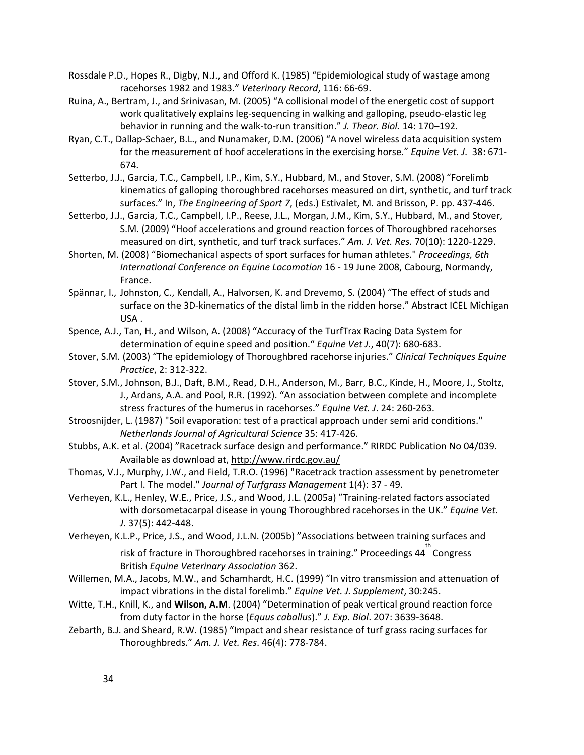Rossdale P.D., Hopes R., Digby, N.J., and Offord K. (1985) “Epidemiological study of wastage among racehorses 1982 and 1983.” *Veterinary Record*, 116: 66-69.

Ruina, A., Bertram, J., and Srinivasan, M. (2005) “A collisional model of the energetic cost of support work qualitatively explains leg-sequencing in walking and galloping, pseudo-elastic leg behavior in running and the walk-to-run transition.” *J. Theor. Biol.* 14: 170–192.

Ryan, C.T., Dallap-Schaer, B.L., and Nunamaker, D.M. (2006) “A novel wireless data acquisition system for the measurement of hoof accelerations in the exercising horse.” *Equine Vet. J.* 38: 671-674.

Setterbo, J.J., Garcia, T.C., Campbell, I.P., Kim, S.Y., Hubbard, M., and Stover, S.M. (2008) “Forelimb kinematics of galloping thoroughbred racehorses measured on dirt, synthetic, and turf track surfaces.” In, *The Engineering of Sport 7*, (eds.) Estivalet, M. and Brisson, P. pp. 437-446.

Setterbo, J.J., Garcia, T.C., Campbell, I.P., Reese, J.L., Morgan, J.M., Kim, S.Y., Hubbard, M., and Stover, S.M. (2009) “Hoof accelerations and ground reaction forces of Thoroughbred racehorses measured on dirt, synthetic, and turf track surfaces.” *Am. J. Vet. Res.* 70(10): 1220-1229.

Shorten, M. (2008) “Biomechanical aspects of sport surfaces for human athletes." *Proceedings, 6th International Conference on Equine Locomotion* 16 - 19 June 2008, Cabourg, Normandy, France.

Spännar, I., Johnston, C., Kendall, A., Halvorsen, K. and Drevemo, S. (2004) “The effect of studs and surface on the 3D-kinematics of the distal limb in the ridden horse.” Abstract ICEL Michigan USA .

Spence, A.J., Tan, H., and Wilson, A. (2008) “Accuracy of the TurfTrax Racing Data System for determination of equine speed and position.“ *Equine Vet J.*, 40(7): 680-683.

Stover, S.M. (2003) “The epidemiology of Thoroughbred racehorse injuries.” *Clinical Techniques Equine Practice*, 2: 312-322.

Stover, S.M., Johnson, B.J., Daft, B.M., Read, D.H., Anderson, M., Barr, B.C., Kinde, H., Moore, J., Stoltz, J., Ardans, A.A. and Pool, R.R. (1992). “An association between complete and incomplete stress fractures of the humerus in racehorses.” *Equine Vet. J*. 24: 260-263.

Stroosnijder, L. (1987) "Soil evaporation: test of a practical approach under semi arid conditions." *Netherlands Journal of Agricultural Science* 35: 417-426.

Stubbs, A.K. et al. (2004) ”Racetrack surface design and performance.” RIRDC Publication No 04/039. Available as download at, http://www.rirdc.gov.au/

Thomas, V.J., Murphy, J.W., and Field, T.R.O. (1996) "Racetrack traction assessment by penetrometer Part I. The model." *Journal of Turfgrass Management* 1(4): 37 - 49.

Verheyen, K.L., Henley, W.E., Price, J.S., and Wood, J.L. (2005a) ”Training-related factors associated with dorsometacarpal disease in young Thoroughbred racehorses in the UK.” *Equine Vet. J*. 37(5): 442-448.

Verheyen, K.L.P., Price, J.S., and Wood, J.L.N. (2005b) ”Associations between training surfaces and risk of fracture in Thoroughbred racehorses in training.” Proceedings 44th Congress British *Equine Veterinary Association* 362.

Willemen, M.A., Jacobs, M.W., and Schamhardt, H.C. (1999) “In vitro transmission and attenuation of impact vibrations in the distal forelimb.” *Equine Vet. J. Supplement*, 30:245.

Witte, T.H., Knill, K., and **Wilson, A.M**. (2004) “Determination of peak vertical ground reaction force from duty factor in the horse (*Equus caballus*).” *J. Exp. Biol*. 207: 3639-3648.

Zebarth, B.J. and Sheard, R.W. (1985) “Impact and shear resistance of turf grass racing surfaces for Thoroughbreds.” *Am. J. Vet. Res*. 46(4): 778-784.